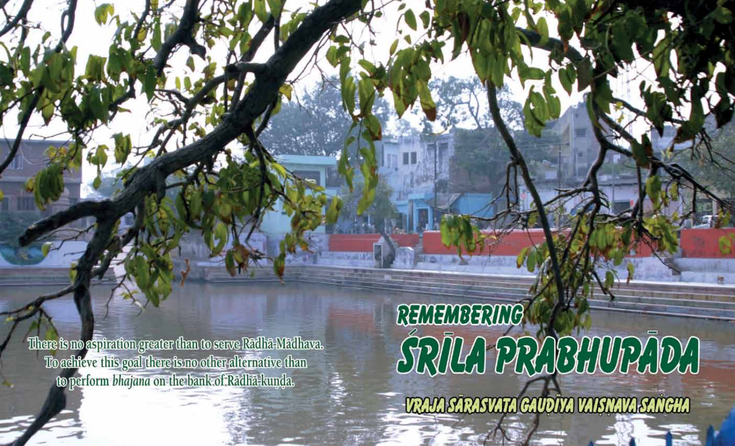# REMEMBERING ŚRĪLA PRABHUPĀDA

## VRAJA SĀRASVATA GAUḌĪYA VAIṢṆAVA SAṄGHA

There is no aspiration greater than to serve Rādhā-Mādhava. To achieve this goal there is no other alternative than to perform *bhajana* on the bank of Rādhā-kuṇḍa.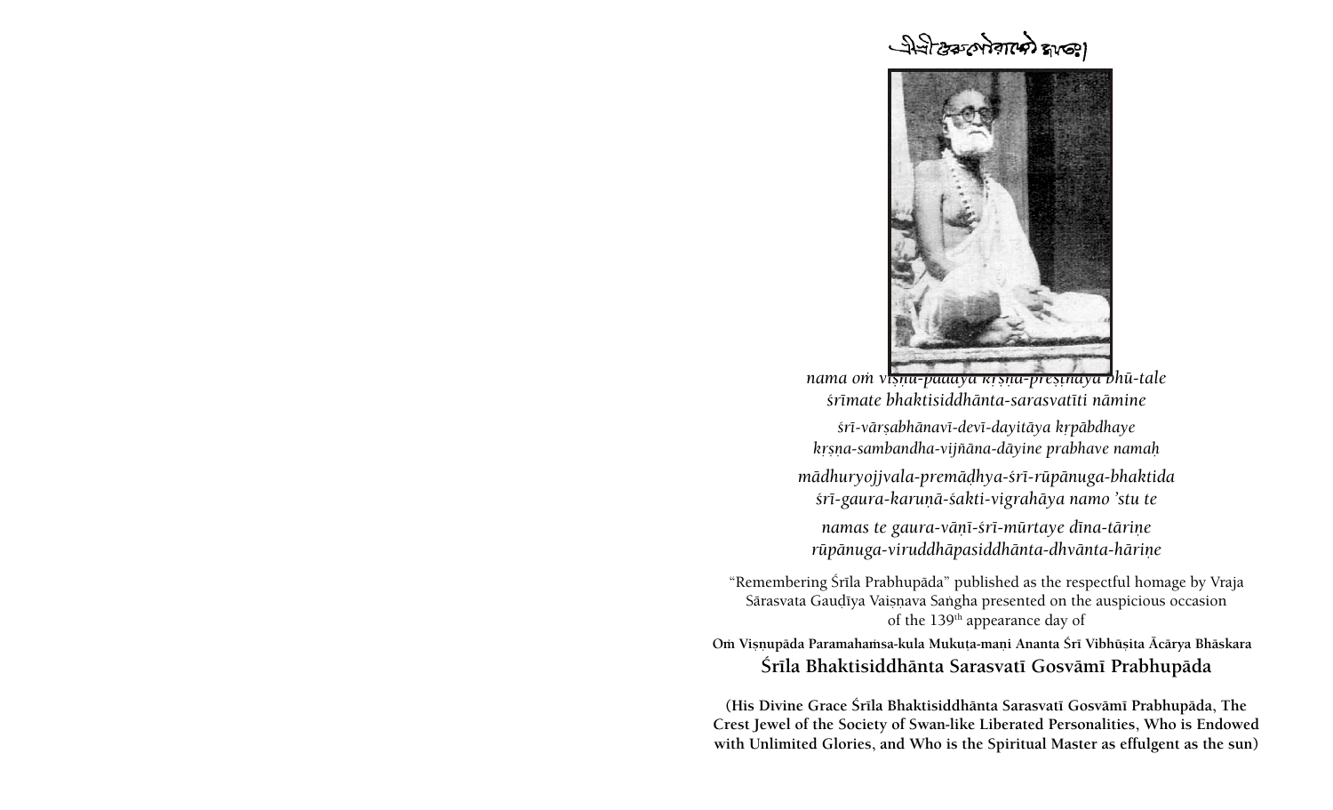শ্রীশ্রীগুরুগৌরাঙ্গৌ জয়তঃ

*nama oṁ viṣṇu-pādāya kṛṣṇa-preṣṭhāya bhū-tale*
*śrīmate bhaktisiddhānta-sarasvatīti nāmine*

*śrī-vārṣabhānavī-devī-dayitāya kṛpābdhaye*
*kṛṣṇa-sambandha-vijñāna-dāyine prabhave namaḥ*

*mādhuryojjvala-premāḍhya-śrī-rūpānuga-bhaktida*
*śrī-gaura-karuṇā-śakti-vigrahāya namo 'stu te*

*namas te gaura-vāṇī-śrī-mūrtaye dīna-tāriṇe*
*rūpānuga-viruddhāpasiddhānta-dhvānta-hāriṇe*

"Remembering Śrīla Prabhupāda" published as the respectful homage by Vraja Sārasvata Gauḍīya Vaiṣṇava Saṅgha presented on the auspicious occasion of the 139th appearance day of

**Oṁ Viṣṇupāda Paramahaṁsa-kula Mukuṭa-maṇi Ananta Śrī Vibhūṣita Ācārya Bhāskara**

**Śrīla Bhaktisiddhānta Sarasvatī Gosvāmī Prabhupāda**

**(His Divine Grace Śrīla Bhaktisiddhānta Sarasvatī Gosvāmī Prabhupāda, The Crest Jewel of the Society of Swan-like Liberated Personalities, Who is Endowed with Unlimited Glories, and Who is the Spiritual Master as effulgent as the sun)**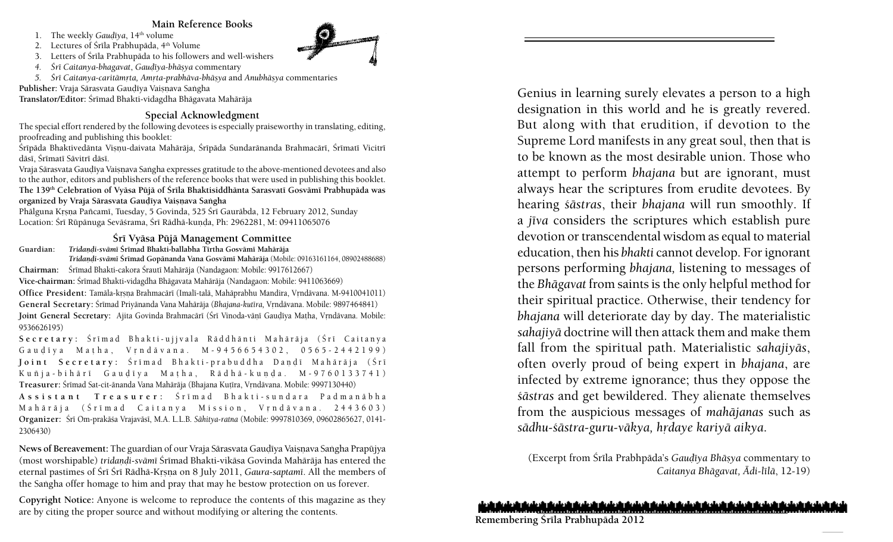## Main Reference Books

1. The weekly *Gauḍīya*, 14th volume
2. Lectures of Śrīla Prabhupāda, 4th Volume
3. Letters of Śrīla Prabhupāda to his followers and well-wishers
4. *Śrī Caitanya-bhagavat*, *Gauḍīya-bhāṣya* commentary
5. *Śrī Caitanya-caritāmṛta, Amṛta-prabhāva-bhāṣya* and *Anubhāṣya* commentaries

**Publisher:** Vraja Sārasvata Gauḍīya Vaiṣṇava Saṅgha
**Translator/Editor:** Śrīmad Bhakti-vidagdha Bhāgavata Mahārāja

## Special Acknowledgment

The special effort rendered by the following devotees is especially praiseworthy in translating, editing, proofreading and publishing this booklet:

Śrīpāda Bhaktivedānta Viṣṇu-daivata Mahārāja, Śrīpāda Sundarānanda Brahmacārī, Śrīmatī Vicitrī dāsī, Śrīmatī Sāvitrī dāsī.

Vraja Sārasvata Gauḍīya Vaiṣṇava Saṅgha expresses gratitude to the above-mentioned devotees and also to the author, editors and publishers of the reference books that were used in publishing this booklet.

**The 139th Celebration of Vyāsa Pūjā of Śrīla Bhaktisiddhānta Sarasvatī Gosvāmī Prabhupāda was organized by Vraja Sārasvata Gauḍīya Vaiṣṇava Saṅgha**

Phālguna Kṛṣna Pañcamī, Tuesday, 5 Govinda, 525 Śrī Gaurābda, 12 February 2012, Sunday
Location: Śrī Rūpānuga Sevāśrama, Śrī Rādhā-kuṇḍa, Ph: 2962281, M: 09411065076

## Śrī Vyāsa Pūjā Management Committee

**Guardian:** ***Tridaṇḍi-svāmī* Śrīmad Bhakti-ballabha Tīrtha Gosvāmī Mahārāja**
***Tridaṇḍi-svāmī* Śrīmad Gopānanda Vana Gosvāmī Mahārāja** (Mobile: 09163161164, 08902488688)

**Chairman:** Śrīmad Bhakti-cakora Śrautī Mahārāja (Nandagaon: Mobile: 9917612667)

**Vice-chairman:** Śrīmad Bhakti-vidagdha Bhāgavata Mahārāja (Nandagaon: Mobile: 9411063669)

**Office President:** Tamāla-kṛṣna Brahmacārī (Imalī-talā, Mahāprabhu Mandira, Vṛndāvana. M-9410041011)

**General Secretary:** Śrīmad Priyānanda Vana Mahārāja (*Bhajana-kuṭīra,* Vṛndāvana. Mobile: 9897464841)

**Joint General Secretary:** Ajita Govinda Brahmacārī (Śrī Vinoda-vāṇī Gauḍīya Maṭha, Vṛndāvana. Mobile: 9536626195)

**Secretary:** Śrīmad Bhakti-ujjvala Rāddhānti Mahārāja (Śrī Caitanya Gauḍīya Maṭha, Vṛndāvana. M-9456654302, 0565-2442199)

**Joint Secretary:** Śrīmad Bhakti-prabuddha Daṇḍī Mahārāja (Śrī Kuñja-bihārī Gauḍīya Maṭha, Rādhā-kuṇḍa. M-9760133741)

**Treasurer:** Śrīmad Sat-cit-ānanda Vana Mahārāja (Bhajana Kuṭīra, Vṛndāvana. Mobile: 9997130440)

**Assistant Treasurer:** Śrīmad Bhakti-sundara Padmanābha Mahārāja (Śrīmad Caitanya Mission, Vṛndāvana. 2443603)

**Organizer:** Śrī Om-prakāśa Vrajavāsī, M.A. L.L.B. *Sāhitya-ratna* (Mobile: 9997810369, 09602865627, 0141-2306430)

**News of Bereavement:** The guardian of our Vraja Sārasvata Gauḍīya Vaiṣṇava Saṅgha Prapūjya (most worshipable) *tridaṇḍi-svāmī* Śrīmad Bhakti-vikāsa Govinda Mahārāja has entered the eternal pastimes of Śrī Śrī Rādhā-Kṛṣṇa on 8 July 2011, *Gaura-saptamī*. All the members of the Saṅgha offer homage to him and pray that may he bestow protection on us forever.

**Copyright Notice:** Anyone is welcome to reproduce the contents of this magazine as they are by citing the proper source and without modifying or altering the contents.

---

Genius in learning surely elevates a person to a high designation in this world and he is greatly revered. But along with that erudition, if devotion to the Supreme Lord manifests in any great soul, then that is to be known as the most desirable union. Those who attempt to perform *bhajana* but are ignorant, must always hear the scriptures from erudite devotees. By hearing *śāstras*, their *bhajana* will run smoothly. If a *jīva* considers the scriptures which establish pure devotion or transcendental wisdom as equal to material education, then his *bhakti* cannot develop. For ignorant persons performing *bhajana,* listening to messages of the *Bhāgavat* from saints is the only helpful method for their spiritual practice. Otherwise, their tendency for *bhajana* will deteriorate day by day. The materialistic *sahajiyā* doctrine will then attack them and make them fall from the spiritual path. Materialistic *sahajiyās*, often overly proud of being expert in *bhajana*, are infected by extreme ignorance; thus they oppose the *śāstras* and get bewildered. They alienate themselves from the auspicious messages of *mahājanas* such as *sādhu-śāstra-guru-vākya, hṛdaye kariyā aikya*.

(Excerpt from Śrīla Prabhpāda's *Gauḍīya Bhāṣya* commentary to *Caitanya Bhāgavat, Ādi-līlā*, 12-19)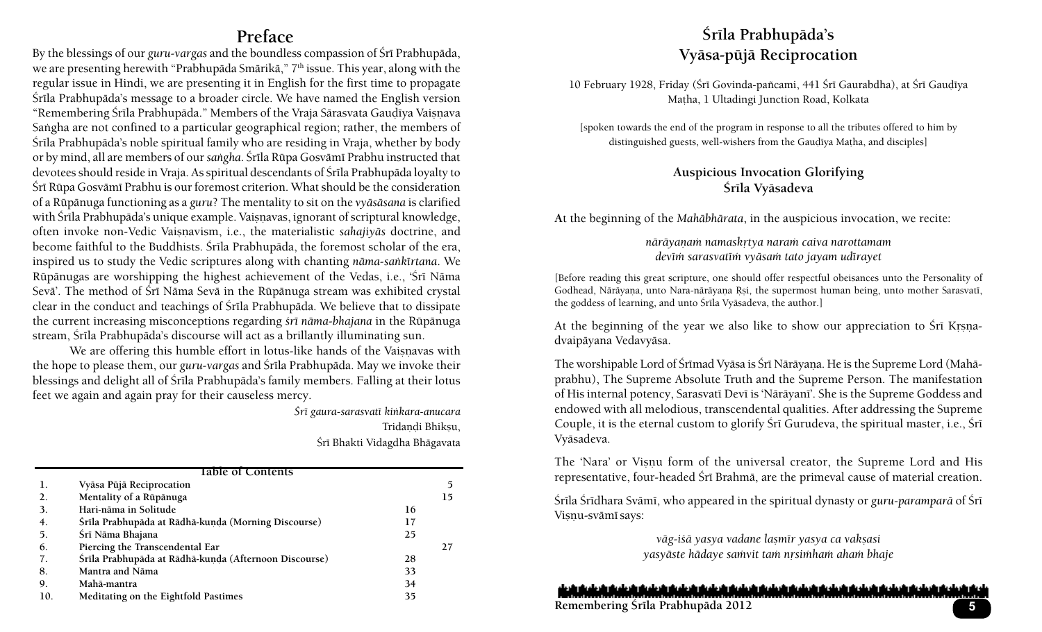# Preface

By the blessings of our *guru-vargas* and the boundless compassion of Śrī Prabhupāda, we are presenting herewith "Prabhupāda Smārikā," 7th issue. This year, along with the regular issue in Hindi, we are presenting it in English for the first time to propagate Śrīla Prabhupāda's message to a broader circle. We have named the English version "Remembering Śrīla Prabhupāda." Members of the Vraja Sārasvata Gauḍīya Vaiṣṇava Saṅgha are not confined to a particular geographical region; rather, the members of Śrīla Prabhupāda's noble spiritual family who are residing in Vraja, whether by body or by mind, all are members of our *saṅgha*. Śrīla Rūpa Gosvāmī Prabhu instructed that devotees should reside in Vraja. As spiritual descendants of Śrīla Prabhupāda loyalty to Śrī Rūpa Gosvāmī Prabhu is our foremost criterion. What should be the consideration of a Rūpānuga functioning as a *guru*? The mentality to sit on the *vyāsāsana* is clarified with Śrīla Prabhupāda's unique example. Vaiṣṇavas, ignorant of scriptural knowledge, often invoke non-Vedic Vaiṣṇavism, i.e., the materialistic *sahajiyās* doctrine, and become faithful to the Buddhists. Śrīla Prabhupāda, the foremost scholar of the era, inspired us to study the Vedic scriptures along with chanting *nāma-saṅkīrtana*. We Rūpānugas are worshipping the highest achievement of the Vedas, i.e., 'Śrī Nāma Sevā'. The method of Śrī Nāma Sevā in the Rūpānuga stream was exhibited crystal clear in the conduct and teachings of Śrīla Prabhupāda. We believe that to dissipate the current increasing misconceptions regarding *śrī nāma-bhajana* in the Rūpānuga stream, Śrīla Prabhupāda's discourse will act as a brillantly illuminating sun.

We are offering this humble effort in lotus-like hands of the Vaiṣṇavas with the hope to please them, our *guru-vargas* and Śrīla Prabhupāda. May we invoke their blessings and delight all of Śrīla Prabhupāda's family members. Falling at their lotus feet we again and again pray for their causeless mercy.

*Śrī gaura-sarasvatī kiṅkara-anucara*
Tridaṇḍi Bhikṣu,
Śrī Bhakti Vidagdha Bhāgavata

## Table of Contents

| | | |
|---|---|---|
| 1. | Vyāsa Pūjā Reciprocation | 5 |
| 2. | Mentality of a Rūpānuga | 15 |
| 3. | Hari-nāma in Solitude | 16 |
| 4. | Śrīla Prabhupāda at Rādhā-kuṇḍa (Morning Discourse) | 17 |
| 5. | Śrī Nāma Bhajana | 25 |
| 6. | Piercing the Transcendental Ear | 27 |
| 7. | Śrīla Prabhupāda at Rādhā-kuṇḍa (Afternoon Discourse) | 28 |
| 8. | Mantra and Nāma | 33 |
| 9. | Mahā-mantra | 34 |
| 10. | Meditating on the Eightfold Pastimes | 35 |

# Śrīla Prabhupāda's Vyāsa-pūjā Reciprocation

10 February 1928, Friday (Śrī Govinda-pañcamī, 441 Śrī Gaurabdha), at Śrī Gauḍīya Maṭha, 1 Ultadingi Junction Road, Kolkata

[spoken towards the end of the program in response to all the tributes offered to him by distinguished guests, well-wishers from the Gauḍīya Maṭha, and disciples]

### Auspicious Invocation Glorifying Śrīla Vyāsadeva

At the beginning of the *Mahābhārata*, in the auspicious invocation, we recite:

*nārāyaṇaṁ namaskṛtya naraṁ caiva narottamam*
*devīṁ sarasvatīṁ vyāsaṁ tato jayam udīrayet*

[Before reading this great scripture, one should offer respectful obeisances unto the Personality of Godhead, Nārāyaṇa, unto Nara-nārāyaṇa Ṛṣi, the supermost human being, unto mother Sarasvatī, the goddess of learning, and unto Śrīla Vyāsadeva, the author.]

At the beginning of the year we also like to show our appreciation to Śrī Kṛṣṇa-dvaipāyana Vedavyāsa.

The worshipable Lord of Śrīmad Vyāsa is Śrī Nārāyaṇa. He is the Supreme Lord (Mahāprabhu), The Supreme Absolute Truth and the Supreme Person. The manifestation of His internal potency, Sarasvatī Devī is 'Nārāyaṇī'. She is the Supreme Goddess and endowed with all melodious, transcendental qualities. After addressing the Supreme Couple, it is the eternal custom to glorify Śrī Gurudeva, the spiritual master, i.e., Śrī Vyāsadeva.

The 'Nara' or Viṣṇu form of the universal creator, the Supreme Lord and His representative, four-headed Śrī Brahmā, are the primeval cause of material creation.

Śrīla Śrīdhara Svāmī, who appeared in the spiritual dynasty or *guru-paramparā* of Śrī Viṣṇu-svāmī says:

*vāg-iśā yasya vadane laṣmīr yasya ca vakṣasi*
*yasyāste hādaye saṁvit taṁ nṛsiṁhaṁ ahaṁ bhaje*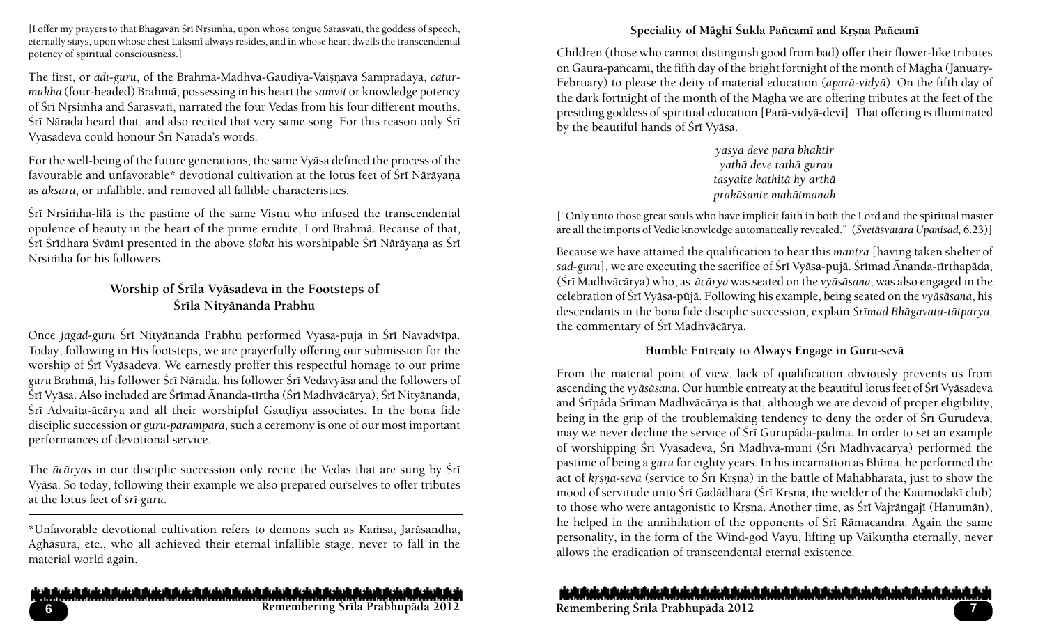[I offer my prayers to that Bhagavān Śrī Nṛsiṁha, upon whose tongue Sarasvatī, the goddess of speech, eternally stays, upon whose chest Lakṣmī always resides, and in whose heart dwells the transcendental potency of spiritual consciousness.]

The first, or *ādi-guru*, of the Brahmā-Madhva-Gauḍiya-Vaiṣṇava Sampradāya, *catur-mukha* (four-headed) Brahmā, possessing in his heart the *saṁvit* or knowledge potency of Śrī Nṛsiṁha and Sarasvatī, narrated the four Vedas from his four different mouths. Śrī Nārada heard that, and also recited that very same song. For this reason only Śrī Vyāsadeva could honour Śrī Narada's words.

For the well-being of the future generations, the same Vyāsa defined the process of the favourable and unfavorable* devotional cultivation at the lotus feet of Śrī Nārāyaṇa as *akṣara*, or infallible, and removed all fallible characteristics.

Śrī Nṛsiṁha-līlā is the pastime of the same Viṣṇu who infused the transcendental opulence of beauty in the heart of the prime erudite, Lord Brahmā. Because of that, Śrī Śrīdhara Svāmī presented in the above *śloka* his worshipable Śrī Nārāyaṇa as Śrī Nṛsiṁha for his followers.

## Worship of Śrīla Vyāsadeva in the Footsteps of Śrīla Nityānanda Prabhu

Once *jagad-guru* Śrī Nityānanda Prabhu performed Vyasa-puja in Śrī Navadvīpa. Today, following in His footsteps, we are prayerfully offering our submission for the worship of Śrī Vyāsadeva. We earnestly proffer this respectful homage to our prime *guru* Brahmā, his follower Śrī Nārada, his follower Śrī Vedavyāsa and the followers of Śrī Vyāsa. Also included are Śrīmad Ānanda-tīrtha (Śrī Madhvācārya), Śrī Nityānanda, Śrī Advaita-ācārya and all their worshipful Gauḍīya associates. In the bona fide disciplic succession or *guru-paramparā*, such a ceremony is one of our most important performances of devotional service.

The *ācāryas* in our disciplic succession only recite the Vedas that are sung by Śrī Vyāsa. So today, following their example we also prepared ourselves to offer tributes at the lotus feet of *śrī guru*.

*Unfavorable devotional cultivation refers to demons such as Kaṁsa, Jarāsandha, Aghāsura, etc., who all achieved their eternal infallible stage, never to fall in the material world again.

## Speciality of Māghī Śukla Pañcamī and Kṛṣṇa Pañcamī

Children (those who cannot distinguish good from bad) offer their flower-like tributes on Gaura-pañcamī, the fifth day of the bright fortnight of the month of Māgha (January-February) to please the deity of material education (*aparā-vidyā*). On the fifth day of the dark fortnight of the month of the Māgha we are offering tributes at the feet of the presiding goddess of spiritual education [Parā-vidyā-devī]. That offering is illuminated by the beautiful hands of Śrī Vyāsa.

*yasya deve para bhaktir*
*yathā deve tathā gurau*
*tasyaite kathitā hy arthā*
*prakāśante mahātmanaḥ*

["Only unto those great souls who have implicit faith in both the Lord and the spiritual master are all the imports of Vedic knowledge automatically revealed." (*Śvetāśvatara Upaniṣad,* 6.23)]

Because we have attained the qualification to hear this *mantra* [having taken shelter of *sad-guru*], we are executing the sacrifice of Śrī Vyāsa-pujā. Śrīmad Ānanda-tīrthapāda, (Śrī Madhvācārya) who, as *ācārya* was seated on the *vyāsāsana,* was also engaged in the celebration of Śrī Vyāsa-pūjā. Following his example, being seated on the *vyāsāsana*, his descendants in the bona fide disciplic succession, explain *Śrīmad Bhāgavata-tātparya,* the commentary of Śrī Madhvācārya.

### Humble Entreaty to Always Engage in Guru-sevā

From the material point of view, lack of qualification obviously prevents us from ascending the *vyāsāsana.* Our humble entreaty at the beautiful lotus feet of Śrī Vyāsadeva and Śrīpāda Śrīman Madhvācārya is that, although we are devoid of proper eligibility, being in the grip of the troublemaking tendency to deny the order of Śrī Gurudeva, may we never decline the service of Śrī Gurupāda-padma. In order to set an example of worshipping Śrī Vyāsadeva, Śrī Madhvā-muni (Śrī Madhvācārya) performed the pastime of being a *guru* for eighty years. In his incarnation as Bhīma, he performed the act of *kṛṣṇa-sevā* (service to Śrī Kṛṣṇa) in the battle of Mahābhārata, just to show the mood of servitude unto Śrī Gadādhara (Śrī Kṛṣṇa, the wielder of the Kaumodakī club) to those who were antagonistic to Kṛṣṇa. Another time, as Śrī Vajrāṅgajī (Hanumān), he helped in the annihilation of the opponents of Śrī Rāmacandra. Again the same personality, in the form of the Wind-god Vāyu, lifting up Vaikuṇṭha eternally, never allows the eradication of transcendental eternal existence.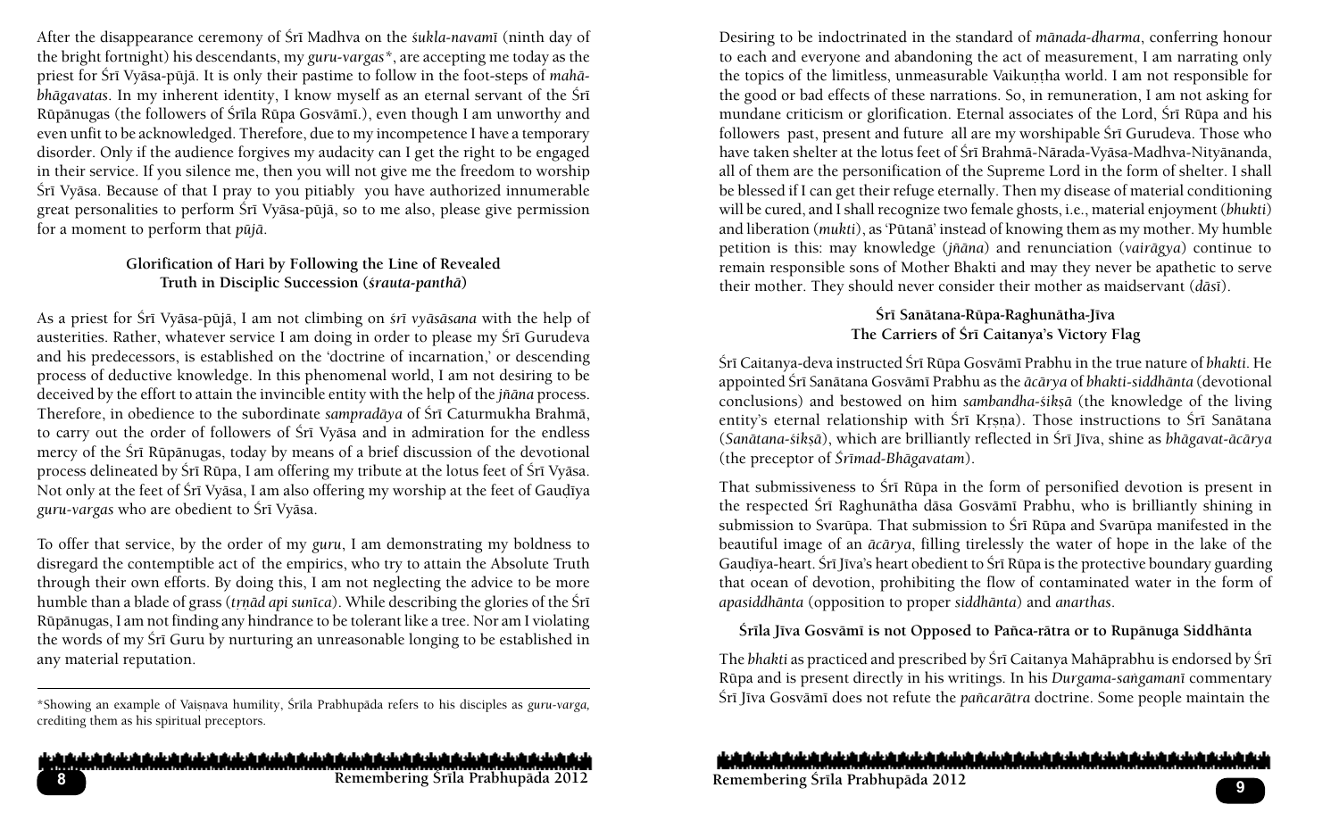After the disappearance ceremony of Śrī Madhva on the *śukla-navamī* (ninth day of the bright fortnight) his descendants, my *guru-vargas\**, are accepting me today as the priest for Śrī Vyāsa-pūjā. It is only their pastime to follow in the foot-steps of *mahā-bhāgavatas*. In my inherent identity, I know myself as an eternal servant of the Śrī Rūpānugas (the followers of Śrīla Rūpa Gosvāmī.), even though I am unworthy and even unfit to be acknowledged. Therefore, due to my incompetence I have a temporary disorder. Only if the audience forgives my audacity can I get the right to be engaged in their service. If you silence me, then you will not give me the freedom to worship Śrī Vyāsa. Because of that I pray to you pitiably you have authorized innumerable great personalities to perform Śrī Vyāsa-pūjā, so to me also, please give permission for a moment to perform that *pūjā*.

### Glorification of Hari by Following the Line of Revealed Truth in Disciplic Succession (*śrauta-panthā*)

As a priest for Śrī Vyāsa-pūjā, I am not climbing on *śrī vyāsāsana* with the help of austerities. Rather, whatever service I am doing in order to please my Śrī Gurudeva and his predecessors, is established on the 'doctrine of incarnation,' or descending process of deductive knowledge. In this phenomenal world, I am not desiring to be deceived by the effort to attain the invincible entity with the help of the *jñāna* process. Therefore, in obedience to the subordinate *sampradāya* of Śrī Caturmukha Brahmā, to carry out the order of followers of Śrī Vyāsa and in admiration for the endless mercy of the Śrī Rūpānugas, today by means of a brief discussion of the devotional process delineated by Śrī Rūpa, I am offering my tribute at the lotus feet of Śrī Vyāsa. Not only at the feet of Śrī Vyāsa, I am also offering my worship at the feet of Gauḍīya *guru-vargas* who are obedient to Śrī Vyāsa.

To offer that service, by the order of my *guru*, I am demonstrating my boldness to disregard the contemptible act of the empirics, who try to attain the Absolute Truth through their own efforts. By doing this, I am not neglecting the advice to be more humble than a blade of grass (*tṛṇād api sunīca*). While describing the glories of the Śrī Rūpānugas, I am not finding any hindrance to be tolerant like a tree. Nor am I violating the words of my Śrī Guru by nurturing an unreasonable longing to be established in any material reputation.

\*Showing an example of Vaiṣṇava humility, Śrīla Prabhupāda refers to his disciples as *guru-varga*, crediting them as his spiritual preceptors.

Desiring to be indoctrinated in the standard of *mānada-dharma*, conferring honour to each and everyone and abandoning the act of measurement, I am narrating only the topics of the limitless, unmeasurable Vaikuṇṭha world. I am not responsible for the good or bad effects of these narrations. So, in remuneration, I am not asking for mundane criticism or glorification. Eternal associates of the Lord, Śrī Rūpa and his followers past, present and future all are my worshipable Śrī Gurudeva. Those who have taken shelter at the lotus feet of Śrī Brahmā-Nārada-Vyāsa-Madhva-Nityānanda, all of them are the personification of the Supreme Lord in the form of shelter. I shall be blessed if I can get their refuge eternally. Then my disease of material conditioning will be cured, and I shall recognize two female ghosts, i.e., material enjoyment (*bhukti*) and liberation (*mukti*), as 'Pūtanā' instead of knowing them as my mother. My humble petition is this: may knowledge (*jñāna*) and renunciation (*vairāgya*) continue to remain responsible sons of Mother Bhakti and may they never be apathetic to serve their mother. They should never consider their mother as maidservant (*dāsī*).

### Śrī Sanātana-Rūpa-Raghunātha-Jīva The Carriers of Śrī Caitanya's Victory Flag

Śrī Caitanya-deva instructed Śrī Rūpa Gosvāmī Prabhu in the true nature of *bhakti*. He appointed Śrī Sanātana Gosvāmī Prabhu as the *ācārya* of *bhakti-siddhānta* (devotional conclusions) and bestowed on him *sambandha-śikṣā* (the knowledge of the living entity's eternal relationship with Śrī Kṛṣṇa). Those instructions to Śrī Sanātana (*Sanātana-śikṣā*), which are brilliantly reflected in Śrī Jīva, shine as *bhāgavat-ācārya* (the preceptor of *Śrīmad-Bhāgavatam*).

That submissiveness to Śrī Rūpa in the form of personified devotion is present in the respected Śrī Raghunātha dāsa Gosvāmī Prabhu, who is brilliantly shining in submission to Svarūpa. That submission to Śrī Rūpa and Svarūpa manifested in the beautiful image of an *ācārya*, filling tirelessly the water of hope in the lake of the Gauḍīya-heart. Śrī Jīva's heart obedient to Śrī Rūpa is the protective boundary guarding that ocean of devotion, prohibiting the flow of contaminated water in the form of *apasiddhānta* (opposition to proper *siddhānta*) and *anarthas*.

### Śrīla Jīva Gosvāmī is not Opposed to Pañca-rātra or to Rupānuga Siddhānta

The *bhakti* as practiced and prescribed by Śrī Caitanya Mahāprabhu is endorsed by Śrī Rūpa and is present directly in his writings. In his *Durgama-saṅgamanī* commentary Śrī Jīva Gosvāmī does not refute the *pañcarātra* doctrine. Some people maintain the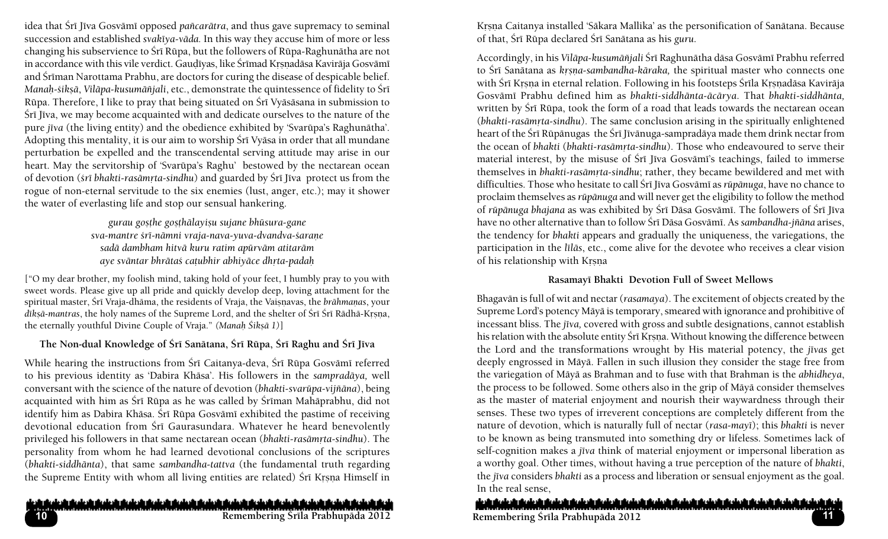idea that Śrī Jīva Gosvāmī opposed *pañcarātra*, and thus gave supremacy to seminal succession and established *svakīya-vāda.* In this way they accuse him of more or less changing his subservience to Śrī Rūpa, but the followers of Rūpa-Raghunātha are not in accordance with this vile verdict. Gauḍīyas, like Śrīmad Kṛṣṇadāsa Kavirāja Gosvāmī and Śrīman Narottama Prabhu, are doctors for curing the disease of despicable belief. *Manaḥ-śikṣā*, *Vilāpa-kusumāñjali*, etc., demonstrate the quintessence of fidelity to Śrī Rūpa. Therefore, I like to pray that being situated on Śrī Vyāsāsana in submission to Śrī Jīva, we may become acquainted with and dedicate ourselves to the nature of the pure *jīva* (the living entity) and the obedience exhibited by 'Svarūpa's Raghunātha'. Adopting this mentality, it is our aim to worship Śrī Vyāsa in order that all mundane perturbation be expelled and the transcendental serving attitude may arise in our heart. May the servitorship of 'Svarūpa's Raghu' bestowed by the nectarean ocean of devotion (*śrī bhakti-rasāmṛta-sindhu*) and guarded by Śrī Jīva protect us from the rogue of non-eternal servitude to the six enemies (lust, anger, etc.); may it shower the water of everlasting life and stop our sensual hankering.

> *gurau goṣṭhe goṣṭhālayiṣu sujane bhūsura-gane*
> *sva-mantre śrī-nāmni vraja-nava-yuva-dvandva-śaraṇe*
> *sadā dambham hitvā kuru ratim apūrvām atitarām*
> *aye svāntar bhrātaś caṭubhir abhiyāce dhṛta-padaḥ*

["O my dear brother, my foolish mind, taking hold of your feet, I humbly pray to you with sweet words. Please give up all pride and quickly develop deep, loving attachment for the spiritual master, Śrī Vraja-dhāma, the residents of Vraja, the Vaiṣṇavas, the *brāhmaṇas*, your *dīkṣā-mantras*, the holy names of the Supreme Lord, and the shelter of Śrī Śrī Rādhā-Kṛṣṇa, the eternally youthful Divine Couple of Vraja." *(Manaḥ Śikṣā 1)*]

### The Non-dual Knowledge of Śrī Sanātana, Śrī Rūpa, Śrī Raghu and Śrī Jīva

While hearing the instructions from Śrī Caitanya-deva, Śrī Rūpa Gosvāmī referred to his previous identity as 'Dabira Khāsa'. His followers in the *sampradāya,* well conversant with the science of the nature of devotion (*bhakti-svarūpa-vijñāna*), being acquainted with him as Śrī Rūpa as he was called by Śrīman Mahāprabhu, did not identify him as Dabira Khāsa. Śrī Rūpa Gosvāmī exhibited the pastime of receiving devotional education from Śrī Gaurasundara. Whatever he heard benevolently privileged his followers in that same nectarean ocean (*bhakti-rasāmṛta-sindhu*). The personality from whom he had learned devotional conclusions of the scriptures (*bhakti-siddhānta*), that same *sambandha-tattva* (the fundamental truth regarding the Supreme Entity with whom all living entities are related) Śrī Kṛṣṇa Himself in Kṛṣṇa Caitanya installed 'Sākara Mallika' as the personification of Sanātana. Because of that, Śrī Rūpa declared Śrī Sanātana as his *guru*.

Accordingly, in his *Vilāpa-kusumāñjali* Śrī Raghunātha dāsa Gosvāmī Prabhu referred to Śrī Sanātana as *kṛṣṇa-sambandha-kāraka,* the spiritual master who connects one with Śrī Kṛṣṇa in eternal relation. Following in his footsteps Śrīla Kṛṣṇadāsa Kavirāja Gosvāmī Prabhu defined him as *bhakti-siddhānta-ācārya*. That *bhakti-siddhānta,* written by Śrī Rūpa, took the form of a road that leads towards the nectarean ocean (*bhakti-rasāmṛta-sindhu*). The same conclusion arising in the spiritually enlightened heart of the Śrī Rūpānugas the Śrī Jīvānuga-sampradāya made them drink nectar from the ocean of *bhakti* (*bhakti-rasāmṛta-sindhu*). Those who endeavoured to serve their material interest, by the misuse of Śrī Jīva Gosvāmī's teachings, failed to immerse themselves in *bhakti-rasāmṛta-sindhu*; rather, they became bewildered and met with difficulties. Those who hesitate to call Śrī Jīva Gosvāmī as *rūpānuga*, have no chance to proclaim themselves as *rūpānuga* and will never get the eligibility to follow the method of *rūpānuga bhajana* as was exhibited by Śrī Dāsa Gosvāmī. The followers of Śrī Jīva have no other alternative than to follow Śrī Dāsa Gosvāmī. As *sambandha-jñāna* arises, the tendency for *bhakti* appears and gradually the uniqueness, the variegations, the participation in the *līlās*, etc., come alive for the devotee who receives a clear vision of his relationship with Kṛṣṇa

### Rasamayī Bhakti Devotion Full of Sweet Mellows

Bhagavān is full of wit and nectar (*rasamaya*). The excitement of objects created by the Supreme Lord's potency Māyā is temporary, smeared with ignorance and prohibitive of incessant bliss. The *jīva,* covered with gross and subtle designations, cannot establish his relation with the absolute entity Śrī Kṛṣṇa. Without knowing the difference between the Lord and the transformations wrought by His material potency, the *jīvas* get deeply engrossed in Māyā. Fallen in such illusion they consider the stage free from the variegation of Māyā as Brahman and to fuse with that Brahman is the *abhidheya*, the process to be followed. Some others also in the grip of Māyā consider themselves as the master of material enjoyment and nourish their waywardness through their senses. These two types of irreverent conceptions are completely different from the nature of devotion, which is naturally full of nectar (*rasa-mayī*); this *bhakti* is never to be known as being transmuted into something dry or lifeless. Sometimes lack of self-cognition makes a *jīva* think of material enjoyment or impersonal liberation as a worthy goal. Other times, without having a true perception of the nature of *bhakti*, the *jīva* considers *bhakti* as a process and liberation or sensual enjoyment as the goal. In the real sense,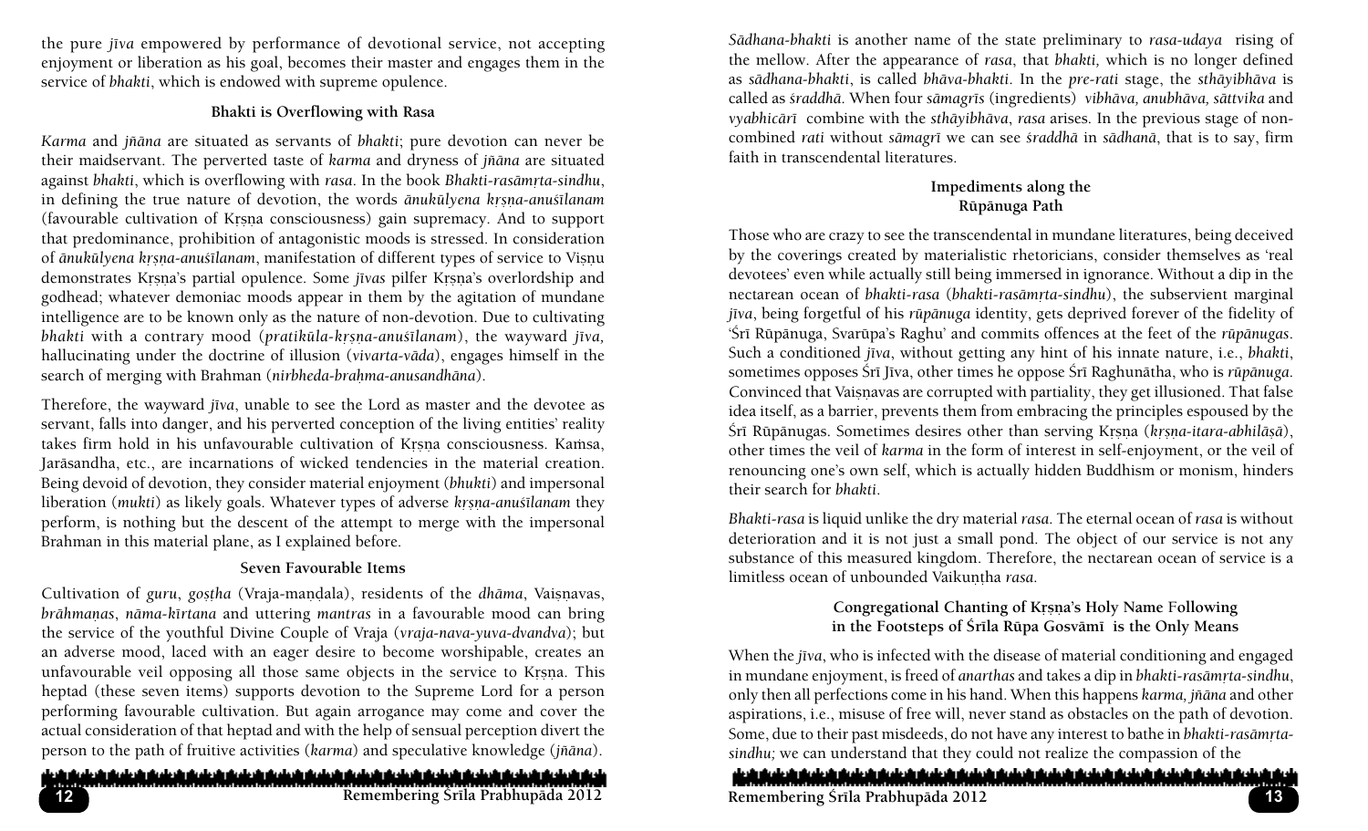the pure *jīva* empowered by performance of devotional service, not accepting enjoyment or liberation as his goal, becomes their master and engages them in the service of *bhakti*, which is endowed with supreme opulence.

### Bhakti is Overflowing with Rasa

*Karma* and *jñāna* are situated as servants of *bhakti*; pure devotion can never be their maidservant. The perverted taste of *karma* and dryness of *jñāna* are situated against *bhakti*, which is overflowing with *rasa*. In the book *Bhakti-rasāmṛta-sindhu*, in defining the true nature of devotion, the words *ānukūlyena kṛṣṇa-anuśīlanam* (favourable cultivation of Kṛṣṇa consciousness) gain supremacy. And to support that predominance, prohibition of antagonistic moods is stressed. In consideration of *ānukūlyena kṛṣṇa-anuśīlanam*, manifestation of different types of service to Viṣṇu demonstrates Kṛṣṇa's partial opulence. Some *jīvas* pilfer Kṛṣṇa's overlordship and godhead; whatever demoniac moods appear in them by the agitation of mundane intelligence are to be known only as the nature of non-devotion. Due to cultivating *bhakti* with a contrary mood (*pratikūla-kṛṣṇa-anuśīlanam*), the wayward *jīva,* hallucinating under the doctrine of illusion (*vivarta-vāda*), engages himself in the search of merging with Brahman (*nirbheda-brahma-anusandhāna*).

Therefore, the wayward *jīva*, unable to see the Lord as master and the devotee as servant, falls into danger, and his perverted conception of the living entities' reality takes firm hold in his unfavourable cultivation of Kṛṣṇa consciousness. Kaṁsa, Jarāsandha, etc., are incarnations of wicked tendencies in the material creation. Being devoid of devotion, they consider material enjoyment (*bhukti*) and impersonal liberation (*mukti*) as likely goals. Whatever types of adverse *kṛṣṇa-anuśīlanam* they perform, is nothing but the descent of the attempt to merge with the impersonal Brahman in this material plane, as I explained before.

### Seven Favourable Items

Cultivation of *guru*, *goṣṭha* (Vraja-maṇḍala), residents of the *dhāma*, Vaiṣṇavas, *brāhmaṇas*, *nāma-kīrtana* and uttering *mantras* in a favourable mood can bring the service of the youthful Divine Couple of Vraja (*vraja-nava-yuva-dvandva*); but an adverse mood, laced with an eager desire to become worshipable, creates an unfavourable veil opposing all those same objects in the service to Kṛṣṇa. This heptad (these seven items) supports devotion to the Supreme Lord for a person performing favourable cultivation. But again arrogance may come and cover the actual consideration of that heptad and with the help of sensual perception divert the person to the path of fruitive activities (*karma*) and speculative knowledge (*jñāna*).

*Sādhana-bhakti* is another name of the state preliminary to *rasa-udaya* rising of the mellow. After the appearance of *rasa*, that *bhakti,* which is no longer defined as *sādhana-bhakti*, is called *bhāva-bhakti*. In the *pre-rati* stage, the *sthāyibhāva* is called as *śraddhā*. When four *sāmagrīs* (ingredients) *vibhāva, anubhāva, sāttvika* and *vyabhicārī* combine with the *sthāyibhāva*, *rasa* arises. In the previous stage of non-combined *rati* without *sāmagrī* we can see *śraddhā* in *sādhanā*, that is to say, firm faith in transcendental literatures.

### Impediments along the Rūpānuga Path

Those who are crazy to see the transcendental in mundane literatures, being deceived by the coverings created by materialistic rhetoricians, consider themselves as 'real devotees' even while actually still being immersed in ignorance. Without a dip in the nectarean ocean of *bhakti-rasa* (*bhakti-rasāmṛta-sindhu*), the subservient marginal *jīva*, being forgetful of his *rūpānuga* identity, gets deprived forever of the fidelity of 'Śrī Rūpānuga, Svarūpa's Raghu' and commits offences at the feet of the *rūpānugas*. Such a conditioned *jīva*, without getting any hint of his innate nature, i.e., *bhakti*, sometimes opposes Śrī Jīva, other times he oppose Śrī Raghunātha, who is *rūpānuga*. Convinced that Vaiṣṇavas are corrupted with partiality, they get illusioned. That false idea itself, as a barrier, prevents them from embracing the principles espoused by the Śrī Rūpānugas. Sometimes desires other than serving Kṛṣṇa (*kṛṣṇa-itara-abhilāṣā*), other times the veil of *karma* in the form of interest in self-enjoyment, or the veil of renouncing one's own self, which is actually hidden Buddhism or monism, hinders their search for *bhakti*.

*Bhakti-rasa* is liquid unlike the dry material *rasa*. The eternal ocean of *rasa* is without deterioration and it is not just a small pond. The object of our service is not any substance of this measured kingdom. Therefore, the nectarean ocean of service is a limitless ocean of unbounded Vaikuṇṭha *rasa*.

### Congregational Chanting of Kṛṣṇa's Holy Name Following in the Footsteps of Śrīla Rūpa Gosvāmī is the Only Means

When the *jīva*, who is infected with the disease of material conditioning and engaged in mundane enjoyment, is freed of *anarthas* and takes a dip in *bhakti-rasāmṛta-sindhu*, only then all perfections come in his hand. When this happens *karma, jñāna* and other aspirations, i.e., misuse of free will, never stand as obstacles on the path of devotion. Some, due to their past misdeeds, do not have any interest to bathe in *bhakti-rasāmṛta-sindhu;* we can understand that they could not realize the compassion of the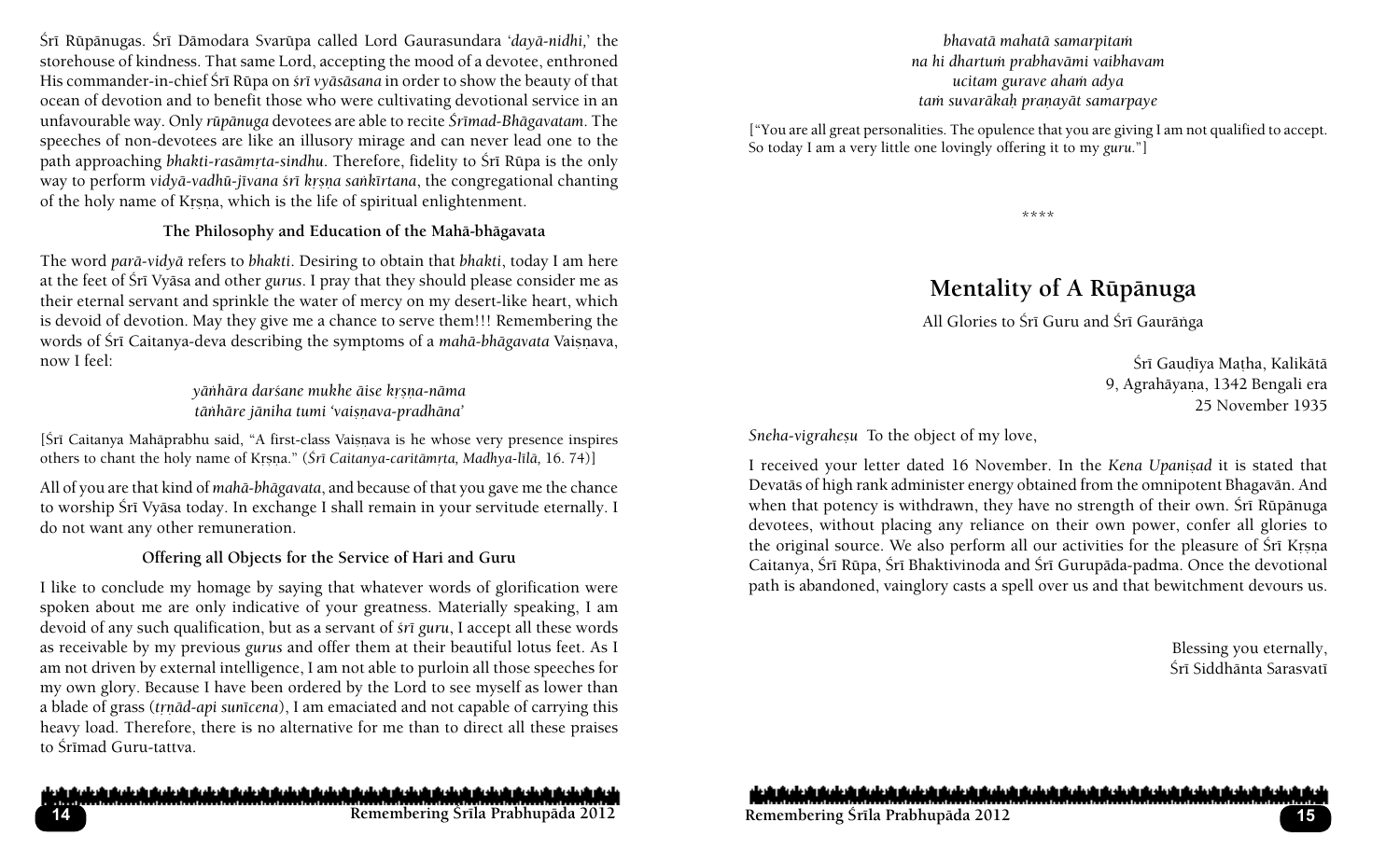Śrī Rūpānugas. Śrī Dāmodara Svarūpa called Lord Gaurasundara '*dayā-nidhi,*' the storehouse of kindness. That same Lord, accepting the mood of a devotee, enthroned His commander-in-chief Śrī Rūpa on *śrī vyāsāsana* in order to show the beauty of that ocean of devotion and to benefit those who were cultivating devotional service in an unfavourable way. Only *rūpānuga* devotees are able to recite *Śrīmad-Bhāgavatam*. The speeches of non-devotees are like an illusory mirage and can never lead one to the path approaching *bhakti-rasāmṛta-sindhu*. Therefore, fidelity to Śrī Rūpa is the only way to perform *vidyā-vadhū-jīvana śrī kṛṣṇa saṅkīrtana*, the congregational chanting of the holy name of Kṛṣṇa, which is the life of spiritual enlightenment.

### The Philosophy and Education of the Mahā-bhāgavata

The word *parā-vidyā* refers to *bhakti*. Desiring to obtain that *bhakti*, today I am here at the feet of Śrī Vyāsa and other *gurus*. I pray that they should please consider me as their eternal servant and sprinkle the water of mercy on my desert-like heart, which is devoid of devotion. May they give me a chance to serve them!!! Remembering the words of Śrī Caitanya-deva describing the symptoms of a *mahā-bhāgavata* Vaiṣṇava, now I feel:

*yāṅhāra darśane mukhe āise kṛṣṇa-nāma*
*tāṅhāre jāniha tumi 'vaiṣṇava-pradhāna'*

[Śrī Caitanya Mahāprabhu said, "A first-class Vaiṣṇava is he whose very presence inspires others to chant the holy name of Kṛṣṇa." (*Śrī Caitanya-caritāmṛta, Madhya-līlā,* 16. 74)]

All of you are that kind of *mahā-bhāgavata*, and because of that you gave me the chance to worship Śrī Vyāsa today. In exchange I shall remain in your servitude eternally. I do not want any other remuneration.

### Offering all Objects for the Service of Hari and Guru

I like to conclude my homage by saying that whatever words of glorification were spoken about me are only indicative of your greatness. Materially speaking, I am devoid of any such qualification, but as a servant of *śrī guru*, I accept all these words as receivable by my previous *gurus* and offer them at their beautiful lotus feet. As I am not driven by external intelligence, I am not able to purloin all those speeches for my own glory. Because I have been ordered by the Lord to see myself as lower than a blade of grass (*tṛṇād-api sunīcena*), I am emaciated and not capable of carrying this heavy load. Therefore, there is no alternative for me than to direct all these praises to Śrīmad Guru-tattva.

*bhavatā mahatā samarpitaṁ*
*na hi dhartuṁ prabhavāmi vaibhavam*
*ucitam gurave ahaṁ adya*
*taṁ suvarākaḥ praṇayāt samarpaye*

["You are all great personalities. The opulence that you are giving I am not qualified to accept. So today I am a very little one lovingly offering it to my *guru*."]

****

## Mentality of A Rūpānuga

All Glories to Śrī Guru and Śrī Gaurāṅga

Śrī Gauḍīya Maṭha, Kalikātā
9, Agrahāyana, 1342 Bengali era
25 November 1935

*Sneha-vigraheṣu* To the object of my love,

I received your letter dated 16 November. In the *Kena Upaniṣad* it is stated that Devatās of high rank administer energy obtained from the omnipotent Bhagavān. And when that potency is withdrawn, they have no strength of their own. Śrī Rūpānuga devotees, without placing any reliance on their own power, confer all glories to the original source. We also perform all our activities for the pleasure of Śrī Kṛṣṇa Caitanya, Śrī Rūpa, Śrī Bhaktivinoda and Śrī Gurupāda-padma. Once the devotional path is abandoned, vainglory casts a spell over us and that bewitchment devours us.

Blessing you eternally,
Śrī Siddhānta Sarasvatī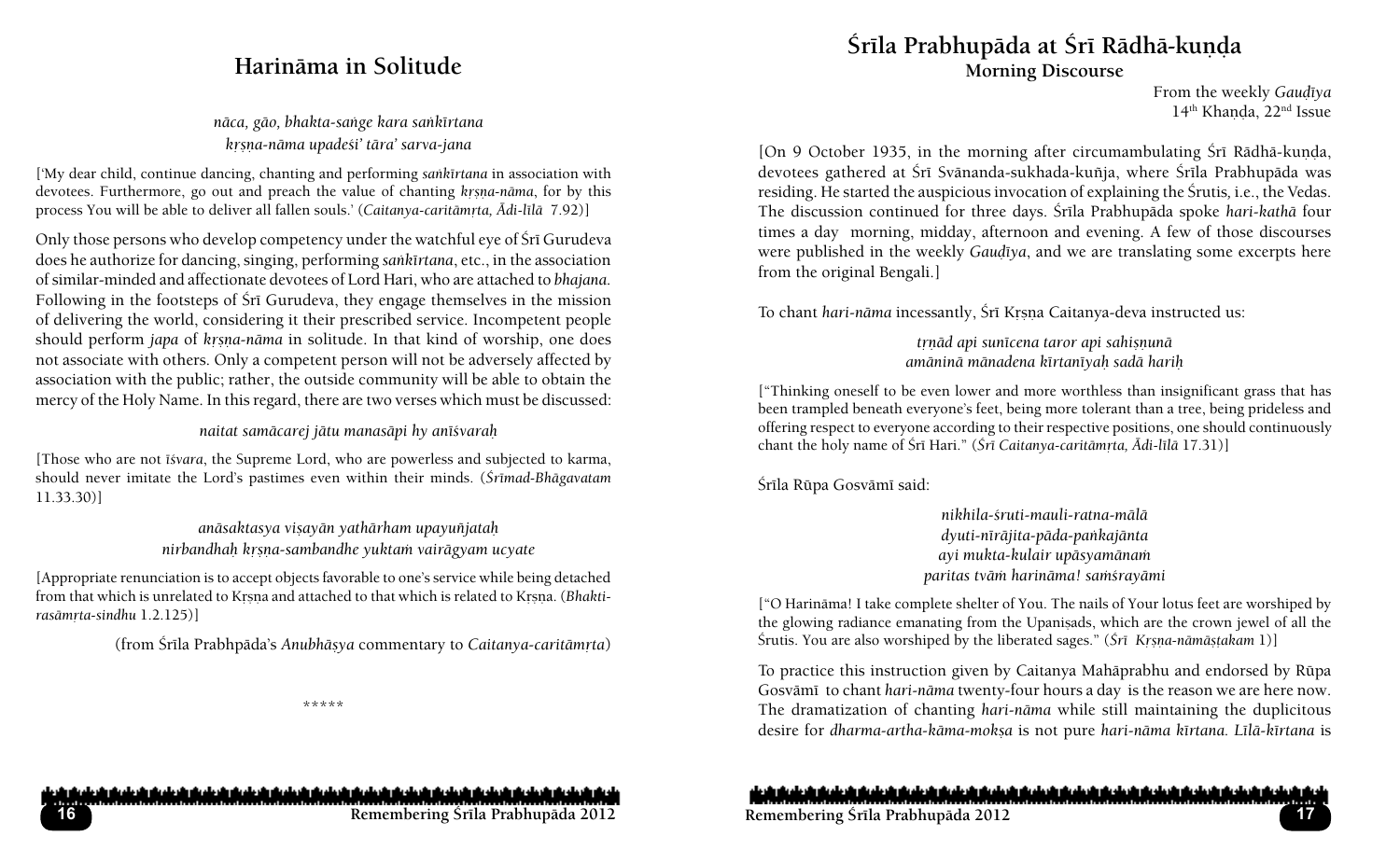## Harināma in Solitude

*nāca, gāo, bhakta-saṅge kara saṅkīrtana*
*kṛṣṇa-nāma upadeśi' tāra' sarva-jana*

['My dear child, continue dancing, chanting and performing *saṅkīrtana* in association with devotees. Furthermore, go out and preach the value of chanting *kṛṣṇa-nāma*, for by this process You will be able to deliver all fallen souls.' (*Caitanya-caritāmṛta, Ādi-līlā* 7.92)]

Only those persons who develop competency under the watchful eye of Śrī Gurudeva does he authorize for dancing, singing, performing *saṅkīrtana*, etc., in the association of similar-minded and affectionate devotees of Lord Hari, who are attached to *bhajana*. Following in the footsteps of Śrī Gurudeva, they engage themselves in the mission of delivering the world, considering it their prescribed service. Incompetent people should perform *japa* of *kṛṣṇa-nāma* in solitude. In that kind of worship, one does not associate with others. Only a competent person will not be adversely affected by association with the public; rather, the outside community will be able to obtain the mercy of the Holy Name. In this regard, there are two verses which must be discussed:

*naitat samācarej jātu manasāpi hy anīśvaraḥ*

[Those who are not *īśvara*, the Supreme Lord, who are powerless and subjected to karma, should never imitate the Lord's pastimes even within their minds. (*Śrīmad-Bhāgavatam* 11.33.30)]

*anāsaktasya viṣayān yathārham upayuñjataḥ*
*nirbandhaḥ kṛṣṇa-sambandhe yuktaṁ vairāgyam ucyate*

[Appropriate renunciation is to accept objects favorable to one's service while being detached from that which is unrelated to Kṛṣṇa and attached to that which is related to Kṛṣṇa. (*Bhakti-rasāmṛta-sindhu* 1.2.125)]

(from Śrīla Prabhpāda's *Anubhāṣya* commentary to *Caitanya-caritāmṛta*)

\*\*\*\*\*

## Śrīla Prabhupāda at Śrī Rādhā-kuṇḍa

### Morning Discourse

From the weekly *Gauḍīya*
14th Khaṇḍa, 22nd Issue

[On 9 October 1935, in the morning after circumambulating Śrī Rādhā-kuṇḍa, devotees gathered at Śrī Svānanda-sukhada-kuñja, where Śrīla Prabhupāda was residing. He started the auspicious invocation of explaining the Śrutis, i.e., the Vedas. The discussion continued for three days. Śrīla Prabhupāda spoke *hari-kathā* four times a day morning, midday, afternoon and evening. A few of those discourses were published in the weekly *Gauḍīya*, and we are translating some excerpts here from the original Bengali.]

To chant *hari-nāma* incessantly, Śrī Kṛṣṇa Caitanya-deva instructed us:

*tṛṇād api sunīcena taror api sahiṣṇunā*
*amāninā mānadena kīrtanīyaḥ sadā hariḥ*

["Thinking oneself to be even lower and more worthless than insignificant grass that has been trampled beneath everyone's feet, being more tolerant than a tree, being prideless and offering respect to everyone according to their respective positions, one should continuously chant the holy name of Śrī Hari." (*Śrī Caitanya-caritāmṛta, Ādi-līlā* 17.31)]

Śrīla Rūpa Gosvāmī said:

*nikhila-śruti-mauli-ratna-mālā*
*dyuti-nīrājita-pāda-paṅkajānta*
*ayi mukta-kulair upāsyamānaṁ*
*paritas tvāṁ harināma! saṁśrayāmi*

["O Harināma! I take complete shelter of You. The nails of Your lotus feet are worshiped by the glowing radiance emanating from the Upaniṣads, which are the crown jewel of all the Śrutis. You are also worshiped by the liberated sages." (*Śrī Kṛṣṇa-nāmāṣṭakam* 1)]

To practice this instruction given by Caitanya Mahāprabhu and endorsed by Rūpa Gosvāmī to chant *hari-nāma* twenty-four hours a day is the reason we are here now. The dramatization of chanting *hari-nāma* while still maintaining the duplicitous desire for *dharma-artha-kāma-mokṣa* is not pure *hari-nāma kīrtana. Līlā-kīrtana* is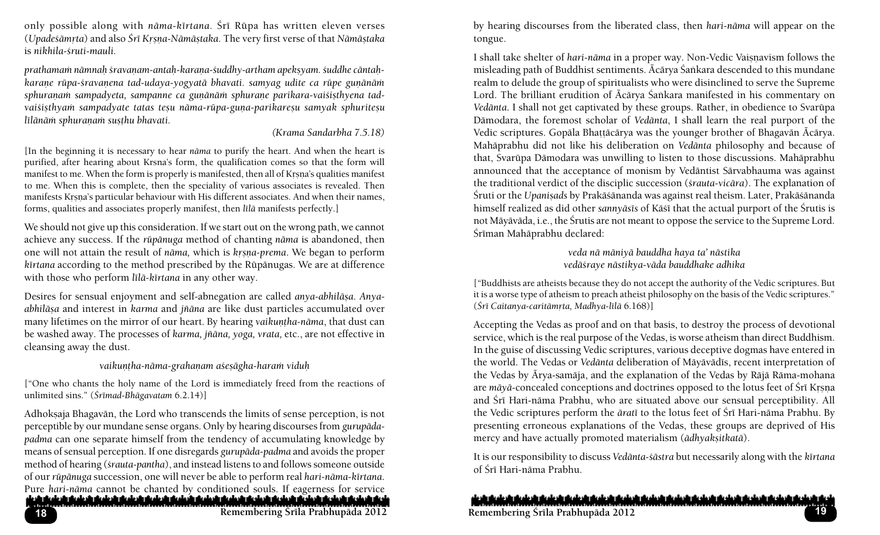only possible along with *nāma-kīrtana*. Śrī Rūpa has written eleven verses (*Upadeśāmṛta*) and also *Śrī Kṛṣṇa-Nāmāṣṭaka*. The very first verse of that *Nāmāṣṭaka* is *nikhila-śruti-mauli*.

*prathamaṁ nāmnaḥ śravaṇam-antaḥ-karaṇa-śuddhy-artham apekṣyam. śuddhe cāntaḥ-karaṇe rūpa-śravaṇena tad-udaya-yogyatā bhavati. samyag udite ca rūpe guṇānāṁ sphuraṇaṁ sampadyeta, sampanne ca guṇānāṁ sphuraṇe parikara-vaiśiṣṭhyena tad-vaiśiṣṭhyaṁ sampadyate tatas teṣu nāma-rūpa-guṇa-parikareṣu samyak sphuriteṣu līlānāṁ sphuraṇaṁ suṣṭhu bhavati.*

*(Krama Sandarbha 7.5.18)*

[In the beginning it is necessary to hear *nāma* to purify the heart. And when the heart is purified, after hearing about Krsna's form, the qualification comes so that the form will manifest to me. When the form is properly is manifested, then all of Kṛṣṇa's qualities manifest to me. When this is complete, then the speciality of various associates is revealed. Then manifests Kṛṣṇa's particular behaviour with His different associates. And when their names, forms, qualities and associates properly manifest, then *līlā* manifests perfectly.]

We should not give up this consideration. If we start out on the wrong path, we cannot achieve any success. If the *rūpānuga* method of chanting *nāma* is abandoned, then one will not attain the result of *nāma,* which is *kṛṣṇa-prema*. We began to perform *kīrtana* according to the method prescribed by the Rūpānugas. We are at difference with those who perform *līlā-kīrtana* in any other way.

Desires for sensual enjoyment and self-abnegation are called *anya-abhilāṣa*. *Anya-abhilāṣa* and interest in *karma* and *jñāna* are like dust particles accumulated over many lifetimes on the mirror of our heart. By hearing *vaikuṇṭha-nāma*, that dust can be washed away. The processes of *karma, jñāna, yoga, vrata,* etc., are not effective in cleansing away the dust.

*vaikuṇṭha-nāma-grahaṇam aśeṣāgha-haraṁ viduḥ*

["One who chants the holy name of the Lord is immediately freed from the reactions of unlimited sins." (*Śrīmad-Bhāgavatam* 6.2.14)]

Adhokṣaja Bhagavān, the Lord who transcends the limits of sense perception, is not perceptible by our mundane sense organs. Only by hearing discourses from *gurupāda-padma* can one separate himself from the tendency of accumulating knowledge by means of sensual perception. If one disregards *gurupāda-padma* and avoids the proper method of hearing (*śrauta-pantha*), and instead listens to and follows someone outside of our *rūpānuga* succession, one will never be able to perform real *hari-nāma-kīrtana*. Pure *hari-nāma* cannot be chanted by conditioned souls. If eagerness for service by hearing discourses from the liberated class, then *hari-nāma* will appear on the tongue.

I shall take shelter of *hari-nāma* in a proper way. Non-Vedic Vaiṣṇavism follows the misleading path of Buddhist sentiments. Ācārya Śaṅkara descended to this mundane realm to delude the group of spiritualists who were disinclined to serve the Supreme Lord. The brilliant erudition of Ācārya Śaṅkara manifested in his commentary on *Vedānta*. I shall not get captivated by these groups. Rather, in obedience to Svarūpa Dāmodara, the foremost scholar of *Vedānta*, I shall learn the real purport of the Vedic scriptures. Gopāla Bhaṭṭācārya was the younger brother of Bhagavān Ācārya. Mahāprabhu did not like his deliberation on *Vedānta* philosophy and because of that, Svarūpa Dāmodara was unwilling to listen to those discussions. Mahāprabhu announced that the acceptance of monism by Vedāntist Sārvabhauma was against the traditional verdict of the disciplic succession (*śrauta-vicāra*). The explanation of Śruti or the *Upaniṣads* by Prakāśānanda was against real theism. Later, Prakāśānanda himself realized as did other *sannyāsīs* of Kāśī that the actual purport of the Śrutis is not Māyāvāda, i.e., the Śrutis are not meant to oppose the service to the Supreme Lord. Śrīman Mahāprabhu declared:

*veda nā māniyā bauddha haya ta' nāstika*
*vedāśraye nāstikya-vāda bauddhake adhika*

["Buddhists are atheists because they do not accept the authority of the Vedic scriptures. But it is a worse type of atheism to preach atheist philosophy on the basis of the Vedic scriptures." (*Śrī Caitanya-caritāmṛta, Madhya-līlā* 6.168)]

Accepting the Vedas as proof and on that basis, to destroy the process of devotional service, which is the real purpose of the Vedas, is worse atheism than direct Buddhism. In the guise of discussing Vedic scriptures, various deceptive dogmas have entered in the world. The Vedas or *Vedānta* deliberation of Māyāvādīs, recent interpretation of the Vedas by Ārya-samāja, and the explanation of the Vedas by Rājā Rāma-mohana are *māyā*-concealed conceptions and doctrines opposed to the lotus feet of Śrī Kṛṣṇa and Śrī Hari-nāma Prabhu, who are situated above our sensual perceptibility. All the Vedic scriptures perform the *āratī* to the lotus feet of Śrī Hari-nāma Prabhu. By presenting erroneous explanations of the Vedas, these groups are deprived of His mercy and have actually promoted materialism (*ādhyakṣitkatā*).

It is our responsibility to discuss *Vedānta-śāstra* but necessarily along with the *kīrtana* of Śrī Hari-nāma Prabhu.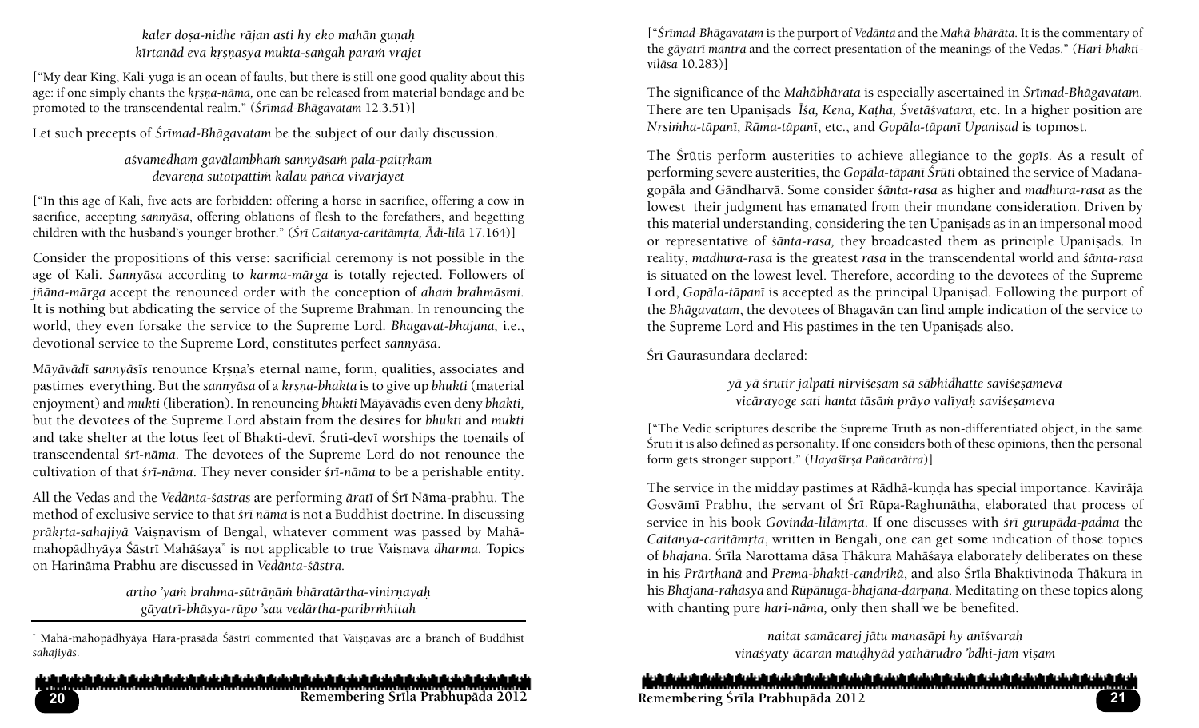*kaler doṣa-nidhe rājan asti hy eko mahān guṇaḥ*
*kīrtanād eva kṛṣṇasya mukta-saṅgaḥ paraṁ vrajet*

["My dear King, Kali-yuga is an ocean of faults, but there is still one good quality about this age: if one simply chants the *kṛṣṇa-nāma,* one can be released from material bondage and be promoted to the transcendental realm." (*Śrīmad-Bhāgavatam* 12.3.51)]

Let such precepts of *Śrīmad-Bhāgavatam* be the subject of our daily discussion.

*aśvamedhaṁ gavālambhaṁ sannyāsaṁ pala-paitṛkam*
*devareṇa sutotpattiṁ kalau pañca vivarjayet*

["In this age of Kali, five acts are forbidden: offering a horse in sacrifice, offering a cow in sacrifice, accepting *sannyāsa*, offering oblations of flesh to the forefathers, and begetting children with the husband's younger brother." (*Śrī Caitanya-caritāmṛta, Ādi-līlā* 17.164)]

Consider the propositions of this verse: sacrificial ceremony is not possible in the age of Kali. *Sannyāsa* according to *karma-mārga* is totally rejected. Followers of *jñāna-mārga* accept the renounced order with the conception of *ahaṁ brahmāsmi*. It is nothing but abdicating the service of the Supreme Brahman. In renouncing the world, they even forsake the service to the Supreme Lord. *Bhagavat-bhajana,* i.e., devotional service to the Supreme Lord, constitutes perfect *sannyāsa*.

*Māyāvādī sannyāsīs* renounce Kṛṣṇa's eternal name, form, qualities, associates and pastimes everything. But the *sannyāsa* of a *kṛṣṇa-bhakta* is to give up *bhukti* (material enjoyment) and *mukti* (liberation). In renouncing *bhukti* Māyāvādīs even deny *bhakti,* but the devotees of the Supreme Lord abstain from the desires for *bhukti* and *mukti* and take shelter at the lotus feet of Bhakti-devī. Śruti-devī worships the toenails of transcendental *śrī-nāma*. The devotees of the Supreme Lord do not renounce the cultivation of that *śrī-nāma*. They never consider *śrī-nāma* to be a perishable entity.

All the Vedas and the *Vedānta-śastras* are performing *āratī* of Śrī Nāma-prabhu. The method of exclusive service to that *śrī nāma* is not a Buddhist doctrine. In discussing *prākṛta-sahajiyā* Vaiṣṇavism of Bengal, whatever comment was passed by Mahāmahopādhyāya Śāstrī Mahāśaya* is not applicable to true Vaiṣṇava *dharma*. Topics on Harināma Prabhu are discussed in *Vedānta-śāstra*.

*artho 'yaṁ brahma-sūtrāṇāṁ bhāratārtha-vinirṇayaḥ*
*gāyatrī-bhāṣya-rūpo 'sau vedārtha-paribṛṁhitaḥ*

* Mahā-mahopādhyāya Hara-prasāda Śāstrī commented that Vaiṣṇavas are a branch of Buddhist *sahajiyās*.

["*Śrīmad-Bhāgavatam* is the purport of *Vedānta* and the *Mahā-bhārāta*. It is the commentary of the *gāyatrī mantra* and the correct presentation of the meanings of the Vedas." (*Hari-bhakti-vilāsa* 10.283)]

The significance of the *Mahābhārata* is especially ascertained in *Śrīmad-Bhāgavatam*. There are ten Upaniṣads *Īśa, Kena, Kaṭha, Śvetāśvatara,* etc. In a higher position are *Nṛsiṁha-tāpanī, Rāma-tāpanī*, etc., and *Gopāla-tāpanī Upaniṣad* is topmost.

The Śrūtis perform austerities to achieve allegiance to the *gopīs*. As a result of performing severe austerities, the *Gopāla-tāpanī Śrūti* obtained the service of Madana-gopāla and Gāndharvā. Some consider *śānta-rasa* as higher and *madhura-rasa* as the lowest their judgment has emanated from their mundane consideration. Driven by this material understanding, considering the ten Upaniṣads as in an impersonal mood or representative of *śānta-rasa,* they broadcasted them as principle Upaniṣads. In reality, *madhura-rasa* is the greatest *rasa* in the transcendental world and *śānta-rasa* is situated on the lowest level. Therefore, according to the devotees of the Supreme Lord, *Gopāla-tāpanī* is accepted as the principal Upaniṣad. Following the purport of the *Bhāgavatam*, the devotees of Bhagavān can find ample indication of the service to the Supreme Lord and His pastimes in the ten Upaniṣads also.

Śrī Gaurasundara declared:

*yā yā śrutir jalpati nirviśeṣam sā sābhidhatte saviśeṣameva*
*vicārayoge sati hanta tāsāṁ prāyo valīyaḥ saviśeṣameva*

["The Vedic scriptures describe the Supreme Truth as non-differentiated object, in the same Śruti it is also defined as personality. If one considers both of these opinions, then the personal form gets stronger support." (*Hayaśīrṣa Pañcarātra*)]

The service in the midday pastimes at Rādhā-kuṇḍa has special importance. Kavirāja Gosvāmī Prabhu, the servant of Śrī Rūpa-Raghunātha, elaborated that process of service in his book *Govinda-līlāmṛta*. If one discusses with *śrī gurupāda-padma* the *Caitanya-caritāmṛta*, written in Bengali, one can get some indication of those topics of *bhajana*. Śrīla Narottama dāsa Ṭhākura Mahāśaya elaborately deliberates on these in his *Prārthanā* and *Prema-bhakti-candrikā*, and also Śrīla Bhaktivinoda Ṭhākura in his *Bhajana-rahasya* and *Rūpānuga-bhajana-darpaṇa*. Meditating on these topics along with chanting pure *hari-nāma,* only then shall we be benefited.

*naitat samācarej jātu manasāpi hy anīśvaraḥ*
*vinaśyaty ācaran mauḍhyād yathārudro 'bdhi-jaṁ viṣam*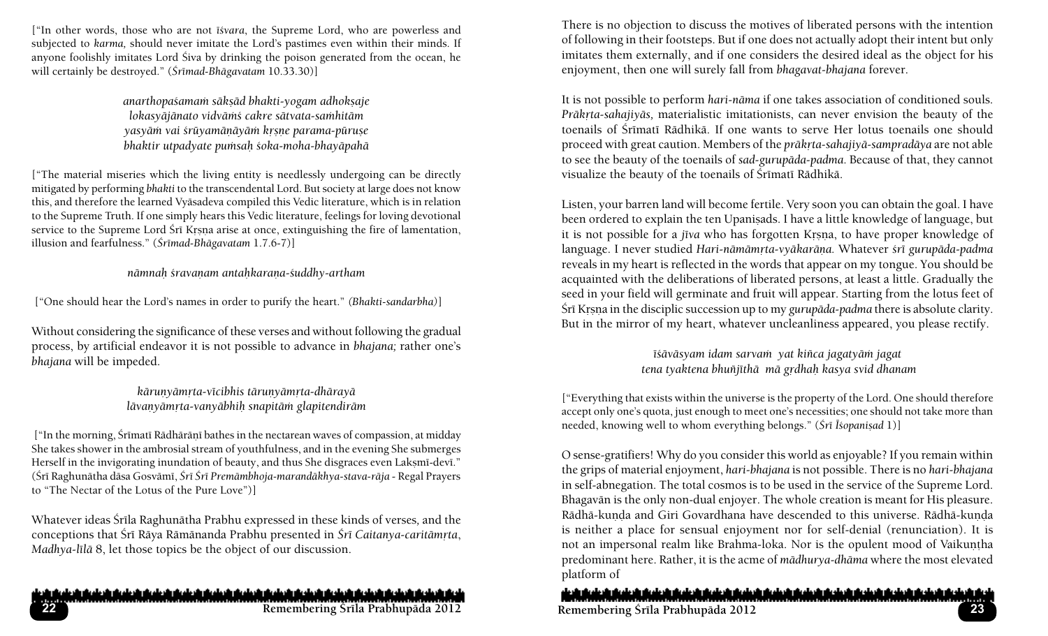["In other words, those who are not *īśvara*, the Supreme Lord, who are powerless and subjected to *karma,* should never imitate the Lord's pastimes even within their minds. If anyone foolishly imitates Lord Śiva by drinking the poison generated from the ocean, he will certainly be destroyed." (*Śrīmad-Bhāgavatam* 10.33.30)]

*anarthopaśamaṁ sākṣād bhakti-yogam adhokṣaje*
*lokasyājānato vidvāṁś cakre sātvata-saṁhitām*
*yasyāṁ vai śrūyamāṇāyāṁ kṛṣṇe parama-pūruṣe*
*bhaktir utpadyate puṁsaḥ śoka-moha-bhayāpahā*

["The material miseries which the living entity is needlessly undergoing can be directly mitigated by performing *bhakti* to the transcendental Lord. But society at large does not know this, and therefore the learned Vyāsadeva compiled this Vedic literature, which is in relation to the Supreme Truth. If one simply hears this Vedic literature, feelings for loving devotional service to the Supreme Lord Śrī Kṛṣṇa arise at once, extinguishing the fire of lamentation, illusion and fearfulness." (*Śrīmad-Bhāgavatam* 1.7.6-7)]

*nāmnaḥ śravaṇam antaḥkaraṇa-śuddhy-artham*

["One should hear the Lord's names in order to purify the heart." *(Bhakti-sandarbha)*]

Without considering the significance of these verses and without following the gradual process, by artificial endeavor it is not possible to advance in *bhajana;* rather one's *bhajana* will be impeded.

*kāruṇyāmṛta-vīcibhis tāruṇyāmṛta-dhārayā*
*lāvaṇyāmṛta-vanyābhiḥ snapitāṁ glapitendirām*

["In the morning, Śrīmatī Rādhārāṇī bathes in the nectarean waves of compassion, at midday She takes shower in the ambrosial stream of youthfulness, and in the evening She submerges Herself in the invigorating inundation of beauty, and thus She disgraces even Lakṣmī-devī." (Śrī Raghunātha dāsa Gosvāmī, *Śrī Śrī Premāmbhoja-marandākhya-stava-rāja* - Regal Prayers to "The Nectar of the Lotus of the Pure Love")]

Whatever ideas Śrīla Raghunātha Prabhu expressed in these kinds of verses, and the conceptions that Śrī Rāya Rāmānanda Prabhu presented in *Śrī Caitanya-caritāmṛta*, *Madhya-līlā* 8, let those topics be the object of our discussion.

There is no objection to discuss the motives of liberated persons with the intention of following in their footsteps. But if one does not actually adopt their intent but only imitates them externally, and if one considers the desired ideal as the object for his enjoyment, then one will surely fall from *bhagavat-bhajana* forever.

It is not possible to perform *hari-nāma* if one takes association of conditioned souls. *Prākṛta-sahajiyās,* materialistic imitationists, can never envision the beauty of the toenails of Śrīmatī Rādhikā. If one wants to serve Her lotus toenails one should proceed with great caution. Members of the *prākṛta-sahajiyā-sampradāya* are not able to see the beauty of the toenails of *sad-gurupāda-padma.* Because of that, they cannot visualize the beauty of the toenails of Śrīmatī Rādhikā.

Listen, your barren land will become fertile. Very soon you can obtain the goal. I have been ordered to explain the ten Upaniṣads. I have a little knowledge of language, but it is not possible for a *jīva* who has forgotten Kṛṣṇa, to have proper knowledge of language. I never studied *Hari-nāmāmṛta-vyākarāṇa.* Whatever *śrī gurupāda-padma* reveals in my heart is reflected in the words that appear on my tongue. You should be acquainted with the deliberations of liberated persons, at least a little. Gradually the seed in your field will germinate and fruit will appear. Starting from the lotus feet of Śrī Kṛṣṇa in the disciplic succession up to my *gurupāda-padma* there is absolute clarity. But in the mirror of my heart, whatever uncleanliness appeared, you please rectify.

*īśāvāsyam idam sarvaṁ yat kiñca jagatyāṁ jagat*
*tena tyaktena bhuñjīthā mā gṛdhaḥ kasya svid dhanam*

["Everything that exists within the universe is the property of the Lord. One should therefore accept only one's quota, just enough to meet one's necessities; one should not take more than needed, knowing well to whom everything belongs." (*Śrī Īśopaniṣad* 1)]

O sense-gratifiers! Why do you consider this world as enjoyable? If you remain within the grips of material enjoyment, *hari-bhajana* is not possible. There is no *hari-bhajana* in self-abnegation. The total cosmos is to be used in the service of the Supreme Lord. Bhagavān is the only non-dual enjoyer. The whole creation is meant for His pleasure. Rādhā-kuṇḍa and Giri Govardhana have descended to this universe. Rādhā-kuṇḍa is neither a place for sensual enjoyment nor for self-denial (renunciation). It is not an impersonal realm like Brahma-loka. Nor is the opulent mood of Vaikuṇṭha predominant here. Rather, it is the acme of *mādhurya-dhāma* where the most elevated platform of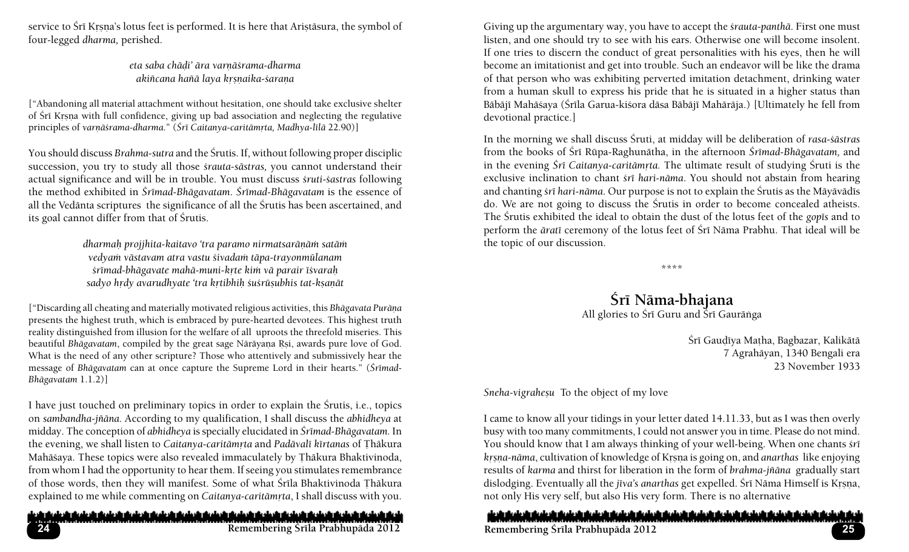service to Śrī Kṛṣṇa's lotus feet is performed. It is here that Ariṣṭāsura, the symbol of four-legged *dharma,* perished.

*eta saba chāḍi' āra varṇāśrama-dharma*
*akiñcana hañā laya kṛṣṇaika-śaraṇa*

["Abandoning all material attachment without hesitation, one should take exclusive shelter of Śrī Kṛṣṇa with full confidence, giving up bad association and neglecting the regulative principles of *varṇāśrama-dharma.*" (*Śrī Caitanya-caritāmṛta, Madhya-līlā* 22.90)]

You should discuss *Brahma-sutra* and the Śrutis. If, without following proper disciplic succession, you try to study all those *śrauta-sāstras,* you cannot understand their actual significance and will be in trouble. You must discuss *śruti-śastras* following the method exhibited in *Śrīmad-Bhāgavatam. Śrīmad-Bhāgavatam* is the essence of all the Vedānta scriptures the significance of all the Śrutis has been ascertained, and its goal cannot differ from that of Śrutis.

*dharmaḥ projjhita-kaitavo 'tra paramo nirmatsarāṇāṁ satāṁ*
*vedyaṁ vāstavam atra vastu śivadaṁ tāpa-trayonmūlanam*
*śrīmad-bhāgavate mahā-muni-kṛte kiṁ vā parair īśvaraḥ*
*sadyo hṛdy avarudhyate 'tra kṛtibhiḥ śuśrūṣubhis tat-kṣaṇāt*

["Discarding all cheating and materially motivated religious activities, this *Bhāgavata Purāṇa* presents the highest truth, which is embraced by pure-hearted devotees. This highest truth reality distinguished from illusion for the welfare of all uproots the threefold miseries. This beautiful *Bhāgavatam*, compiled by the great sage Nārāyaṇa Ṛṣi, awards pure love of God. What is the need of any other scripture? Those who attentively and submissively hear the message of *Bhāgavatam* can at once capture the Supreme Lord in their hearts." (*Śrīmad-Bhāgavatam* 1.1.2)]

I have just touched on preliminary topics in order to explain the Śrutis, i.e., topics on *sambandha-jñāna.* According to my qualification, I shall discuss the *abhidheya* at midday. The conception of *abhidheya* is specially elucidated in *Śrīmad-Bhāgavatam.* In the evening, we shall listen to *Caitanya-caritāmṛta* and *Padāvalī kīrtanas* of Ṭhākura Mahāśaya. These topics were also revealed immaculately by Ṭhākura Bhaktivinoda, from whom I had the opportunity to hear them. If seeing you stimulates remembrance of those words, then they will manifest. Some of what Śrīla Bhaktivinoda Ṭhākura explained to me while commenting on *Caitanya-caritāmṛta*, I shall discuss with you.

Giving up the argumentary way, you have to accept the *śrauta-panthā.* First one must listen, and one should try to see with his ears. Otherwise one will become insolent. If one tries to discern the conduct of great personalities with his eyes, then he will become an imitationist and get into trouble. Such an endeavor will be like the drama of that person who was exhibiting perverted imitation detachment, drinking water from a human skull to express his pride that he is situated in a higher status than Bābājī Mahāśaya (Śrīla Garua-kiśora dāsa Bābājī Mahārāja.) [Ultimately he fell from devotional practice.]

In the morning we shall discuss Śruti, at midday will be deliberation of *rasa-śāstras* from the books of Śrī Rūpa-Raghunātha, in the afternoon *Śrīmad-Bhāgavatam,* and in the evening *Śrī Caitanya-caritāmṛta.* The ultimate result of studying Śruti is the exclusive inclination to chant *śrī hari-nāma*. You should not abstain from hearing and chanting *śrī hari-nāma*. Our purpose is not to explain the Śrutis as the Māyāvādīs do. We are not going to discuss the Śrutis in order to become concealed atheists. The Śrutis exhibited the ideal to obtain the dust of the lotus feet of the *gopīs* and to perform the *āratī* ceremony of the lotus feet of Śrī Nāma Prabhu. That ideal will be the topic of our discussion.

\*\*\*\*

## Śrī Nāma-bhajana

All glories to Śrī Guru and Śrī Gaurāṅga

Śrī Gauḍīya Maṭha, Bagbazar, Kalikātā
7 Agrahāyan, 1340 Bengali era
23 November 1933

*Sneha-vigraheṣu* To the object of my love

I came to know all your tidings in your letter dated 14.11.33, but as I was then overly busy with too many commitments, I could not answer you in time. Please do not mind. You should know that I am always thinking of your well-being. When one chants *śrī kṛṣṇa-nāma*, cultivation of knowledge of Kṛṣṇa is going on, and *anarthas* like enjoying results of *karma* and thirst for liberation in the form of *brahma-jñāna* gradually start dislodging. Eventually all the *jīva's anarthas* get expelled. Śrī Nāma Himself is Kṛṣṇa, not only His very self, but also His very form. There is no alternative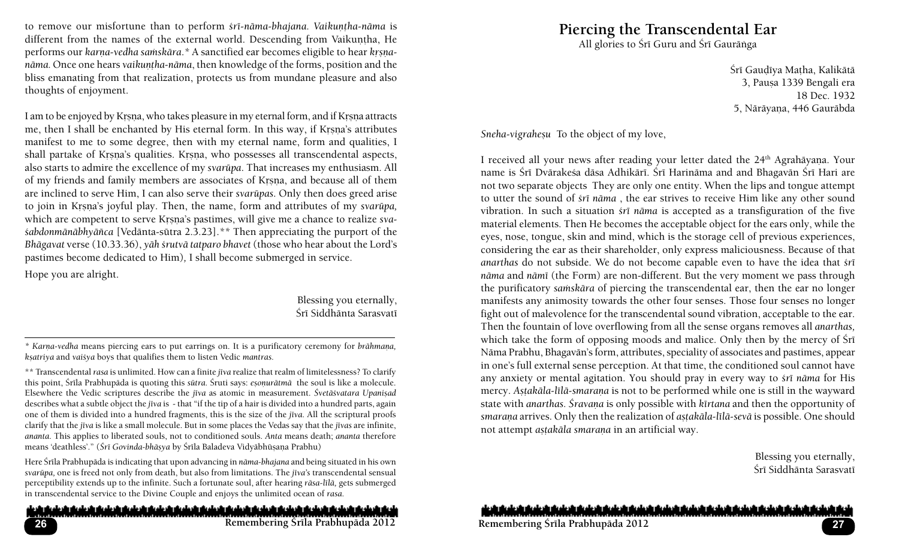to remove our misfortune than to perform *śrī-nāma-bhajana*. *Vaikuṇṭha-nāma* is different from the names of the external world. Descending from Vaikuṇṭha, He performs our *karṇa-vedha saṁskāra*.* A sanctified ear becomes eligible to hear *kṛṣṇa-nāma.* Once one hears *vaikuṇṭha-nāma*, then knowledge of the forms, position and the bliss emanating from that realization, protects us from mundane pleasure and also thoughts of enjoyment.

I am to be enjoyed by Kṛṣṇa, who takes pleasure in my eternal form, and if Kṛṣṇa attracts me, then I shall be enchanted by His eternal form. In this way, if Kṛṣṇa's attributes manifest to me to some degree, then with my eternal name, form and qualities, I shall partake of Kṛṣṇa's qualities. Kṛṣṇa, who possesses all transcendental aspects, also starts to admire the excellence of my *svarūpa*. That increases my enthusiasm. All of my friends and family members are associates of Kṛṣṇa, and because all of them are inclined to serve Him, I can also serve their *svarūpas*. Only then does greed arise to join in Kṛṣṇa's joyful play. Then, the name, form and attributes of my *svarūpa,* which are competent to serve Kṛṣṇa's pastimes, will give me a chance to realize *sva-śabdonmānābhyāñca* [Vedānta-sūtra 2.3.23].** Then appreciating the purport of the *Bhāgavat* verse (10.33.36), *yāḥ śrutvā tatparo bhavet* (those who hear about the Lord's pastimes become dedicated to Him)*,* I shall become submerged in service.

Hope you are alright.

Blessing you eternally,
Śrī Siddhānta Sarasvatī

---

\* *Karṇa-vedha* means piercing ears to put earrings on. It is a purificatory ceremony for *brāhmaṇa, kṣatriya* and *vaiśya* boys that qualifies them to listen Vedic *mantras.*

\*\* Transcendental *rasa* is unlimited. How can a finite *jīva* realize that realm of limitelessness? To clarify this point, Śrīla Prabhupāda is quoting this *sūtra*. Śruti says: *eṣoṇurātmā* the soul is like a molecule. Elsewhere the Vedic scriptures describe the *jīva* as atomic in measurement. *Śvetāśvatara Upaniṣad* describes what a subtle object the *jīva* is - that "if the tip of a hair is divided into a hundred parts, again one of them is divided into a hundred fragments, this is the size of the *jīva*. All the scriptural proofs clarify that the *jīva* is like a small molecule. But in some places the Vedas say that the *jīvas* are infinite, *ananta*. This applies to liberated souls, not to conditioned souls. *Anta* means death; *ananta* therefore means 'deathless'." (*Śrī Govinda-bhāṣya* by Śrīla Baladeva Vidyābhūṣaṇa Prabhu)

Here Śrīla Prabhupāda is indicating that upon advancing in *nāma-bhajana* and being situated in his own *svarūpa,* one is freed not only from death, but also from limitations. The *jīva's* transcendental sensual perceptibility extends up to the infinite. Such a fortunate soul, after hearing *rāsa-līlā,* gets submerged in transcendental service to the Divine Couple and enjoys the unlimited ocean of *rasa.*

# Piercing the Transcendental Ear

All glories to Śrī Guru and Śrī Gaurāṅga

Śrī Gauḍīya Maṭha, Kalikātā
3, Pauṣa 1339 Bengali era
18 Dec. 1932
5, Nārāyaṇa, 446 Gaurābda

*Sneha-vigraheṣu* To the object of my love,

I received all your news after reading your letter dated the 24th Agrahāyaṇa. Your name is Śrī Dvārakeśa dāsa Adhikārī. Śrī Harināma and and Bhagavān Śrī Hari are not two separate objects They are only one entity. When the lips and tongue attempt to utter the sound of *śrī nāma* , the ear strives to receive Him like any other sound vibration. In such a situation *śrī nāma* is accepted as a transfiguration of the five material elements. Then He becomes the acceptable object for the ears only, while the eyes, nose, tongue, skin and mind, which is the storage cell of previous experiences, considering the ear as their shareholder, only express maliciousness. Because of that *anarthas* do not subside. We do not become capable even to have the idea that *śrī nāma* and *nāmī* (the Form) are non-different. But the very moment we pass through the purificatory *saṁskāra* of piercing the transcendental ear, then the ear no longer manifests any animosity towards the other four senses. Those four senses no longer fight out of malevolence for the transcendental sound vibration, acceptable to the ear. Then the fountain of love overflowing from all the sense organs removes all *anarthas,* which take the form of opposing moods and malice. Only then by the mercy of Śrī Nāma Prabhu, Bhagavān's form, attributes, speciality of associates and pastimes, appear in one's full external sense perception. At that time, the conditioned soul cannot have any anxiety or mental agitation. You should pray in every way to *śrī nāma* for His mercy. *Aṣṭakāla-līlā-smaraṇa* is not to be performed while one is still in the wayward state with *anarthas*. *Śravaṇa* is only possible with *kīrtana* and then the opportunity of *smaraṇa* arrives. Only then the realization of *aṣṭakāla-līlā-sevā* is possible. One should not attempt *aṣṭakāla smaraṇa* in an artificial way.

Blessing you eternally,
Śrī Siddhānta Sarasvatī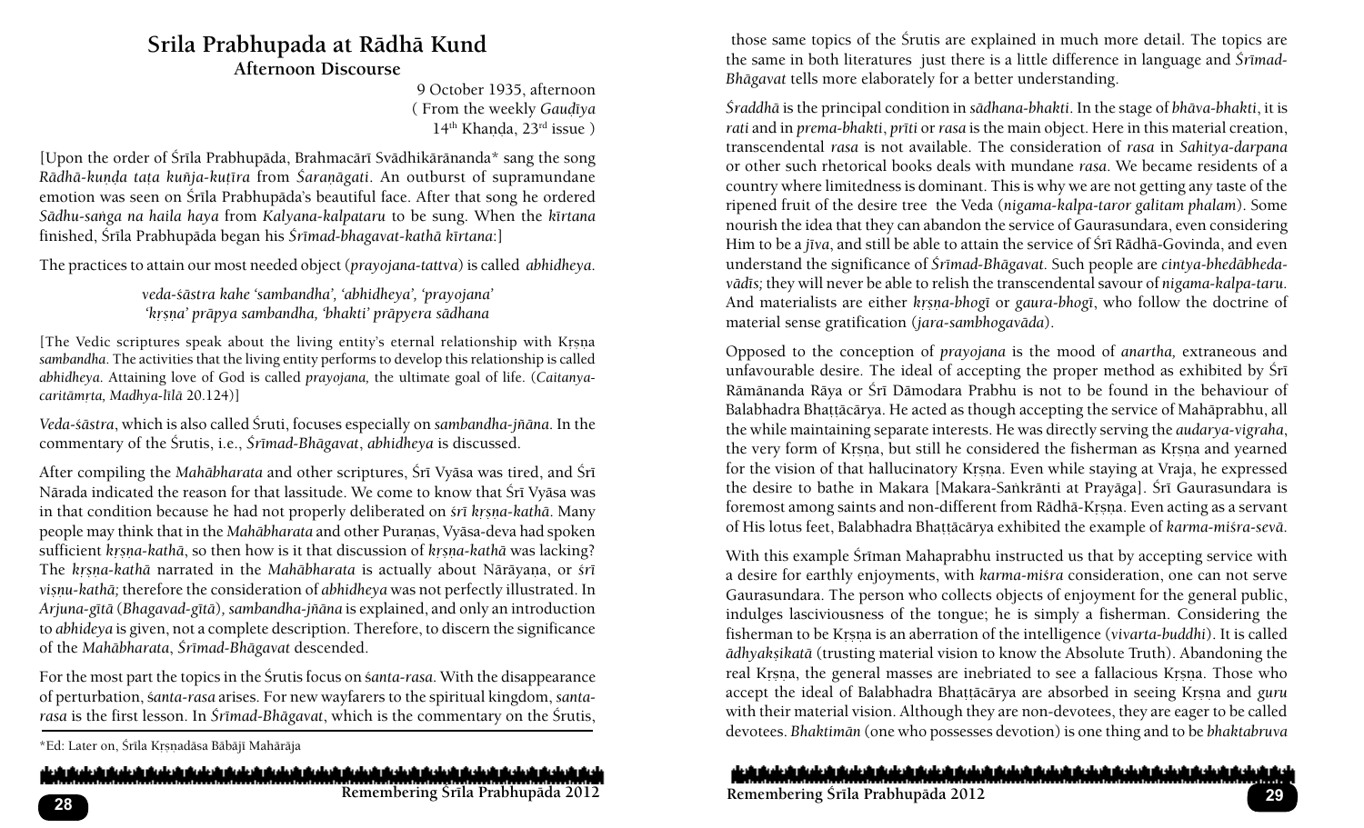# Srila Prabhupada at Rādhā Kund

## Afternoon Discourse

9 October 1935, afternoon
( From the weekly *Gauḍīya*
14th Khaṇḍa, 23rd issue )

[Upon the order of Śrīla Prabhupāda, Brahmacārī Svādhikārānanda* sang the song *Rādhā-kuṇḍa taṭa kuñja-kuṭīra* from *Śaraṇāgati*. An outburst of supramundane emotion was seen on Śrīla Prabhupāda's beautiful face. After that song he ordered *Sādhu-saṅga na haila haya* from *Kalyana-kalpataru* to be sung. When the *kīrtana* finished, Śrīla Prabhupāda began his *Śrīmad-bhagavat-kathā kīrtana*:]

The practices to attain our most needed object (*prayojana-tattva*) is called *abhidheya*.

> *veda-śāstra kahe 'sambandha', 'abhidheya', 'prayojana'*
> *'kṛṣṇa' prāpya sambandha, 'bhakti' prāpyera sādhana*

[The Vedic scriptures speak about the living entity's eternal relationship with Kṛṣna *sambandha*. The activities that the living entity performs to develop this relationship is called *abhidheya*. Attaining love of God is called *prayojana,* the ultimate goal of life. (*Caitanya-caritāmṛta, Madhya-līlā* 20.124)]

*Veda-śāstra*, which is also called Śruti, focuses especially on *sambandha-jñāna*. In the commentary of the Śrutis, i.e., *Śrīmad-Bhāgavat*, *abhidheya* is discussed.

After compiling the *Mahābharata* and other scriptures, Śrī Vyāsa was tired, and Śrī Nārada indicated the reason for that lassitude. We come to know that Śrī Vyāsa was in that condition because he had not properly deliberated on *śrī kṛṣna-kathā*. Many people may think that in the *Mahābharata* and other Puraṇas, Vyāsa-deva had spoken sufficient *kṛṣna-kathā*, so then how is it that discussion of *kṛṣna-kathā* was lacking? The *kṛṣna-kathā* narrated in the *Mahābharata* is actually about Nārāyaṇa, or *śrī viṣnu-kathā;* therefore the consideration of *abhidheya* was not perfectly illustrated. In *Arjuna-gītā* (*Bhagavad-gītā*)*, sambandha-jñāna* is explained, and only an introduction to *abhideya* is given, not a complete description. Therefore, to discern the significance of the *Mahābharata*, *Śrīmad-Bhāgavat* descended.

For the most part the topics in the Śrutis focus on *śanta-rasa*. With the disappearance of perturbation, *śanta-rasa* arises. For new wayfarers to the spiritual kingdom, *santa-rasa* is the first lesson. In *Śrīmad-Bhāgavat*, which is the commentary on the Śrutis, those same topics of the Śrutis are explained in much more detail. The topics are the same in both literatures just there is a little difference in language and *Śrīmad-Bhāgavat* tells more elaborately for a better understanding.

*Śraddhā* is the principal condition in *sādhana-bhakti*. In the stage of *bhāva-bhakti*, it is *rati* and in *prema-bhakti*, *prīti* or *rasa* is the main object. Here in this material creation, transcendental *rasa* is not available. The consideration of *rasa* in *Sahitya-darpana* or other such rhetorical books deals with mundane *rasa*. We became residents of a country where limitedness is dominant. This is why we are not getting any taste of the ripened fruit of the desire tree the Veda (*nigama-kalpa-taror galitam phalam*). Some nourish the idea that they can abandon the service of Gaurasundara, even considering Him to be a *jīva*, and still be able to attain the service of Śrī Rādhā-Govinda, and even understand the significance of *Śrīmad-Bhāgavat*. Such people are *cintya-bhedābheda-vādīs;* they will never be able to relish the transcendental savour of *nigama-kalpa-taru.* And materialists are either *kṛṣna-bhogī* or *gaura-bhogī*, who follow the doctrine of material sense gratification (*jara-sambhogavāda*).

Opposed to the conception of *prayojana* is the mood of *anartha,* extraneous and unfavourable desire. The ideal of accepting the proper method as exhibited by Śrī Rāmānanda Rāya or Śrī Dāmodara Prabhu is not to be found in the behaviour of Balabhadra Bhaṭṭācārya. He acted as though accepting the service of Mahāprabhu, all the while maintaining separate interests. He was directly serving the *audarya-vigraha*, the very form of Kṛṣna, but still he considered the fisherman as Kṛṣna and yearned for the vision of that hallucinatory Kṛṣna. Even while staying at Vraja, he expressed the desire to bathe in Makara [Makara-Saṅkrānti at Prayāga]. Śrī Gaurasundara is foremost among saints and non-different from Rādhā-Kṛṣna. Even acting as a servant of His lotus feet, Balabhadra Bhaṭṭācārya exhibited the example of *karma-miśra-sevā*.

With this example Śrīman Mahaprabhu instructed us that by accepting service with a desire for earthly enjoyments, with *karma-miśra* consideration, one can not serve Gaurasundara. The person who collects objects of enjoyment for the general public, indulges lasciviousness of the tongue; he is simply a fisherman. Considering the fisherman to be Kṛṣna is an aberration of the intelligence (*vivarta-buddhi*). It is called *ādhyakṣikatā* (trusting material vision to know the Absolute Truth). Abandoning the real Kṛṣna, the general masses are inebriated to see a fallacious Kṛṣna. Those who accept the ideal of Balabhadra Bhaṭṭācārya are absorbed in seeing Kṛṣna and *guru* with their material vision. Although they are non-devotees, they are eager to be called devotees. *Bhaktimān* (one who possesses devotion) is one thing and to be *bhaktabruva*

*Ed: Later on, Śrīla Kṛṣnadāsa Bābājī Mahārāja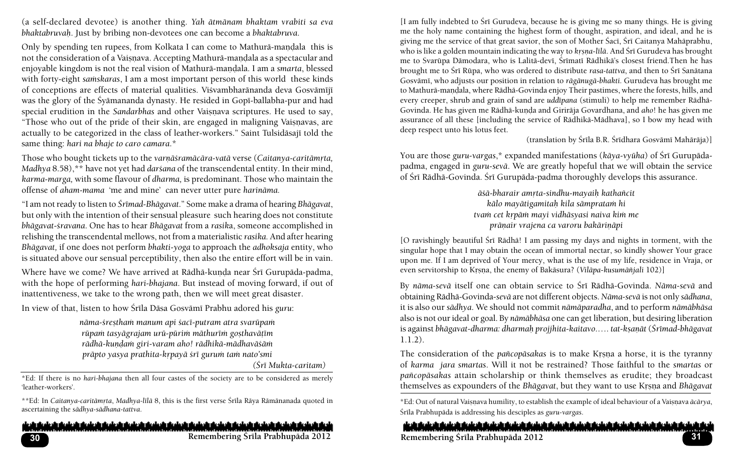(a self-declared devotee) is another thing. *Yah ātmānam bhaktam vrabiti sa eva bhaktabruvaḥ*. Just by bribing non-devotees one can become a *bhaktabruva*.

Only by spending ten rupees, from Kolkata I can come to Mathurā-maṇḍala this is not the consideration of a Vaiṣṇava. Accepting Mathurā-maṇḍala as a spectacular and enjoyable kingdom is not the real vision of Mathurā-maṇḍala. I am a *smarta*, blessed with forty-eight *saṁskaras*, I am a most important person of this world these kinds of conceptions are effects of material qualities. Viśvambharānanda deva Gosvāmījī was the glory of the Śyāmananda dynasty. He resided in Gopī-ballabha-pur and had special erudition in the *Sandarbhas* and other Vaiṣṇava scriptures. He used to say, "Those who out of the pride of their skin, are engaged in maligning Vaiṣṇavas, are actually to be categorized in the class of leather-workers." Saint Tulsidāsajī told the same thing: *hari na bhaje to caro camara*.*

Those who bought tickets up to the *varṇāśramācāra-vatā* verse (*Caitanya-caritāmṛta, Madhya* 8.58),** have not yet had *darśana* of the transcendental entity. In their mind, *karma-marga,* with some flavour of *dharma,* is predominant. Those who maintain the offense of *aham-mama* 'me and mine' can never utter pure *harināma.*

"I am not ready to listen to *Śrīmad-Bhāgavat*." Some make a drama of hearing *Bhāgavat*, but only with the intention of their sensual pleasure such hearing does not constitute *bhāgavat-śravana*. One has to hear *Bhāgavat* from a *rasika*, someone accomplished in relishing the transcendental mellows, not from a materialistic *rasika*. And after hearing *Bhāgavat,* if one does not perform *bhakti-yoga* to approach the *adhokṣaja* entity, who is situated above our sensual perceptibility, then also the entire effort will be in vain.

Where have we come? We have arrived at Rādhā-kuṇḍa near Śrī Gurupāda-padma, with the hope of performing *hari-bhajana*. But instead of moving forward, if out of inattentiveness, we take to the wrong path, then we will meet great disaster.

In view of that, listen to how Śrīla Dāsa Gosvāmī Prabhu adored his *guru*:

> *nāma-śreṣṭhaṁ manum api śacī-putram atra svarūpaṁ*
> *rūpaṁ tasyāgrajam urū-pūriṁ māthurīṁ goṣṭhavāṭīṁ*
> *rādhā-kuṇḍaṁ giri-varam aho! rādhikā-mādhavāśāṁ*
> *prāpto yasya prathita-kṛpayā śrī guruṁ taṁ nato'smi*
> (*Śrī Mukta-caritam*)

[I am fully indebted to Śrī Gurudeva, because he is giving me so many things. He is giving me the holy name containing the highest form of thought, aspiration, and ideal, and he is giving me the service of that great savior, the son of Mother Śacī, Śrī Caitanya Mahāprabhu, who is like a golden mountain indicating the way to *kṛṣṇa-līlā*. And Śrī Gurudeva has brought me to Svarūpa Dāmodara, who is Lalitā-devī, Śrīmatī Rādhikā's closest friend.Then he has brought me to Śrī Rūpa, who was ordered to distribute *rasa-tattva*, and then to Śrī Sanātana Gosvāmī, who adjusts our position in relation to *rāgānugā-bhakti*. Gurudeva has brought me to Mathurā-maṇḍala, where Rādhā-Govinda enjoy Their pastimes, where the forests, hills, and every creeper, shrub and grain of sand are *uddīpana* (stimuli) to help me remember Rādhā-Govinda. He has given me Rādhā-kuṇḍa and Girirāja Govardhana, and *aho*! he has given me assurance of all these [including the service of Rādhikā-Mādhava], so I bow my head with deep respect unto his lotus feet.

(translation by Śrīla B.R. Śrīdhara Gosvāmī Mahārāja)]

You are those *guru-vargas*,* expanded manifestations (*kāya-vyūha*) of Śrī Gurupāda-padma, engaged in *guru-sevā*. We are greatly hopeful that we will obtain the service of Śrī Rādhā-Govinda. Śrī Gurupāda-padma thoroughly develops this assurance.

> *āśā-bharair amṛta-sindhu-mayaiḥ kathañcit*
> *kālo mayātigamitaḥ kila sāmprataṁ hi*
> *tvaṁ cet kṛpāṁ mayi vidhāsyasi naiva kiṁ me*
> *prāṇair vrajena ca varoru bakāriṇāpi*

[O ravishingly beautiful Śrī Rādhā! I am passing my days and nights in torment, with the singular hope that I may obtain the ocean of immortal nectar, so kindly shower Your grace upon me. If I am deprived of Your mercy, what is the use of my life, residence in Vraja, or even servitorship to Kṛṣṇa, the enemy of Bakāsura? (*Vilāpa-kusumāñjali* 102)]

By *nāma-sevā* itself one can obtain service to Śrī Rādhā-Govinda. *Nāma-sevā* and obtaining Rādhā-Govinda-*sevā* are not different objects. *Nāma-sevā* is not only *sādhana*, it is also our *sādhya*. We should not commit *nāmāparadha*, and to perform *nāmābhāsa* also is not our ideal or goal. By *nāmābhāsa* one can get liberation, but desiring liberation is against *bhāgavat-dharma: dharmaḥ projjhita-kaitavo..... tat-kṣaṇāt* (*Śrīmad-bhāgavat* 1.1.2).

The consideration of the *pañcopāsakas* is to make Kṛṣṇa a horse, it is the tyranny of *karma jara smartas*. Will it not be restrained? Those faithful to the *smartas* or *pañcopāsakas* attain scholarship or think themselves as erudite; they broadcast themselves as expounders of the *Bhāgavat*, but they want to use Kṛṣṇa and *Bhāgavat*

---

*Ed: If there is no *hari-bhajana* then all four castes of the society are to be considered as merely 'leather-workers'.

**Ed: In *Caitanya-caritāmṛta*, *Madhya-līlā* 8, this is the first verse Śrīla Rāya Rāmānanada quoted in ascertaining the *sādhya-sādhana-tattva*.

*Ed: Out of natural Vaiṣṇava humility, to establish the example of ideal behaviour of a Vaiṣṇava *ācārya*, Śrīla Prabhupāda is addressing his desciples as *guru-vargas*.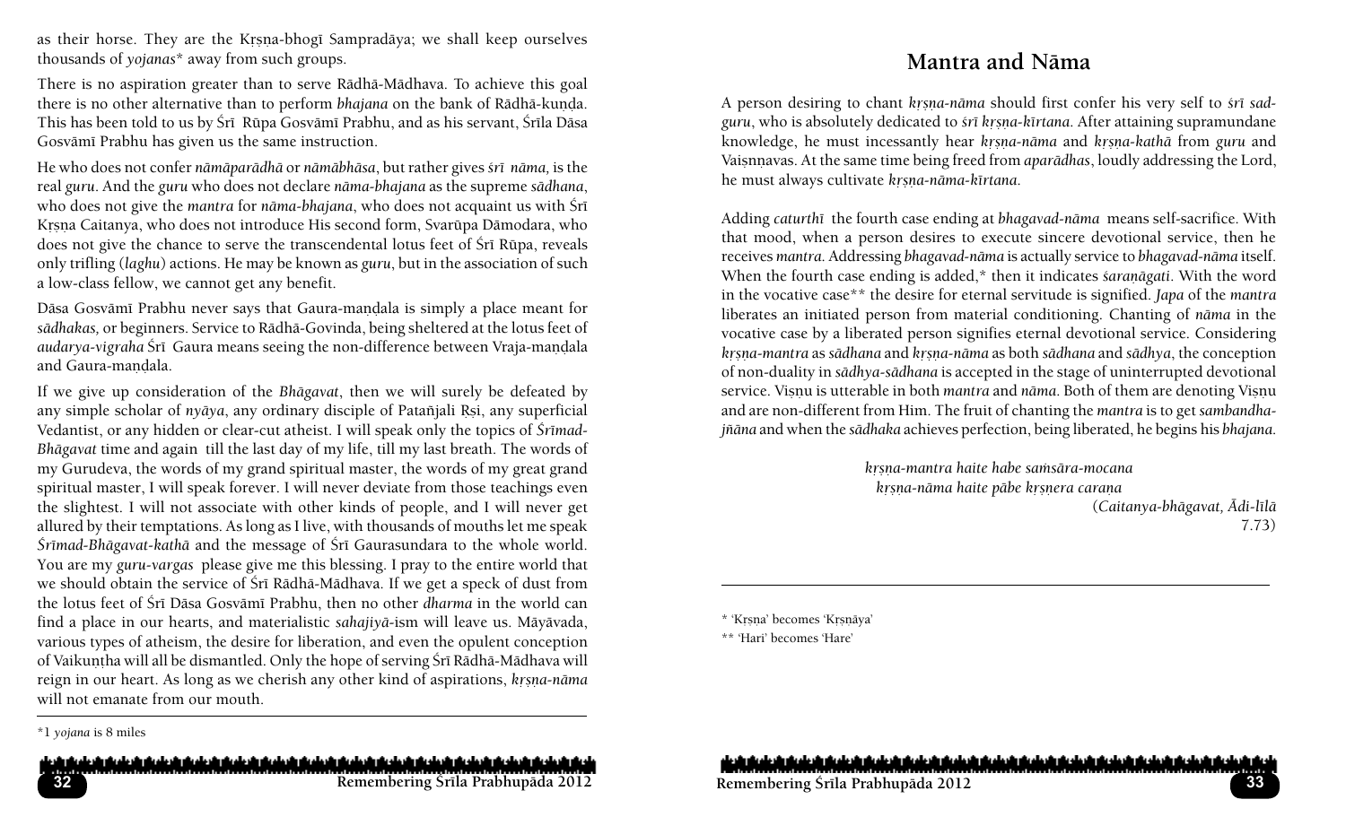as their horse. They are the Kṛṣṇa-bhogī Sampradāya; we shall keep ourselves thousands of *yojanas** away from such groups.

There is no aspiration greater than to serve Rādhā-Mādhava. To achieve this goal there is no other alternative than to perform *bhajana* on the bank of Rādhā-kuṇḍa. This has been told to us by Śrī Rūpa Gosvāmī Prabhu, and as his servant, Śrīla Dāsa Gosvāmī Prabhu has given us the same instruction.

He who does not confer *nāmāparādhā* or *nāmābhāsa*, but rather gives *śrī nāma,* is the real *guru*. And the *guru* who does not declare *nāma-bhajana* as the supreme *sādhana*, who does not give the *mantra* for *nāma-bhajana*, who does not acquaint us with Śrī Kṛṣṇa Caitanya, who does not introduce His second form, Svarūpa Dāmodara, who does not give the chance to serve the transcendental lotus feet of Śrī Rūpa, reveals only trifling (*laghu*) actions. He may be known as *guru*, but in the association of such a low-class fellow, we cannot get any benefit.

Dāsa Gosvāmī Prabhu never says that Gaura-maṇḍala is simply a place meant for *sādhakas,* or beginners. Service to Rādhā-Govinda, being sheltered at the lotus feet of *audarya-vigraha* Śrī Gaura means seeing the non-difference between Vraja-maṇḍala and Gaura-maṇḍala.

If we give up consideration of the *Bhāgavat*, then we will surely be defeated by any simple scholar of *nyāya*, any ordinary disciple of Patañjali Ṛṣi, any superficial Vedantist, or any hidden or clear-cut atheist. I will speak only the topics of *Śrīmad-Bhāgavat* time and again till the last day of my life, till my last breath. The words of my Gurudeva, the words of my grand spiritual master, the words of my great grand spiritual master, I will speak forever. I will never deviate from those teachings even the slightest. I will not associate with other kinds of people, and I will never get allured by their temptations. As long as I live, with thousands of mouths let me speak *Śrīmad-Bhāgavat-kathā* and the message of Śrī Gaurasundara to the whole world. You are my *guru-vargas* please give me this blessing. I pray to the entire world that we should obtain the service of Śrī Rādhā-Mādhava. If we get a speck of dust from the lotus feet of Śrī Dāsa Gosvāmī Prabhu, then no other *dharma* in the world can find a place in our hearts, and materialistic *sahajiyā*-ism will leave us. Māyāvada, various types of atheism, the desire for liberation, and even the opulent conception of Vaikuṇṭha will all be dismantled. Only the hope of serving Śrī Rādhā-Mādhava will reign in our heart. As long as we cherish any other kind of aspirations, *kṛṣṇa-nāma* will not emanate from our mouth.

*1 *yojana* is 8 miles

## Mantra and Nāma

A person desiring to chant *kṛṣṇa-nāma* should first confer his very self to *śrī sad-guru*, who is absolutely dedicated to *śrī kṛṣṇa-kīrtana*. After attaining supramundane knowledge, he must incessantly hear *kṛṣṇa-nāma* and *kṛṣṇa-kathā* from *guru* and Vaiṣṇnavas. At the same time being freed from *aparādhas*, loudly addressing the Lord, he must always cultivate *kṛṣṇa-nāma-kīrtana.*

Adding *caturthī* the fourth case ending at *bhagavad-nāma* means self-sacrifice. With that mood, when a person desires to execute sincere devotional service, then he receives *mantra*. Addressing *bhagavad-nāma* is actually service to *bhagavad-nāma* itself. When the fourth case ending is added,* then it indicates *śaraṇāgati*. With the word in the vocative case** the desire for eternal servitude is signified. *Japa* of the *mantra* liberates an initiated person from material conditioning. Chanting of *nāma* in the vocative case by a liberated person signifies eternal devotional service. Considering *kṛṣṇa-mantra* as *sādhana* and *kṛṣṇa-nāma* as both *sādhana* and *sādhya*, the conception of non-duality in *sādhya-sādhana* is accepted in the stage of uninterrupted devotional service. Viṣṇu is utterable in both *mantra* and *nāma*. Both of them are denoting Viṣṇu and are non-different from Him. The fruit of chanting the *mantra* is to get *sambandha-jñāna* and when the *sādhaka* achieves perfection, being liberated, he begins his *bhajana.*

*kṛṣṇa-mantra haite habe saṁsāra-mocana*
*kṛṣṇa-nāma haite pābe kṛṣṇera caraṇa*

(*Caitanya-bhāgavat, Ādi-līlā* 7.73)

* 'Kṛṣṇa' becomes 'Kṛṣṇāya'
** 'Hari' becomes 'Hare'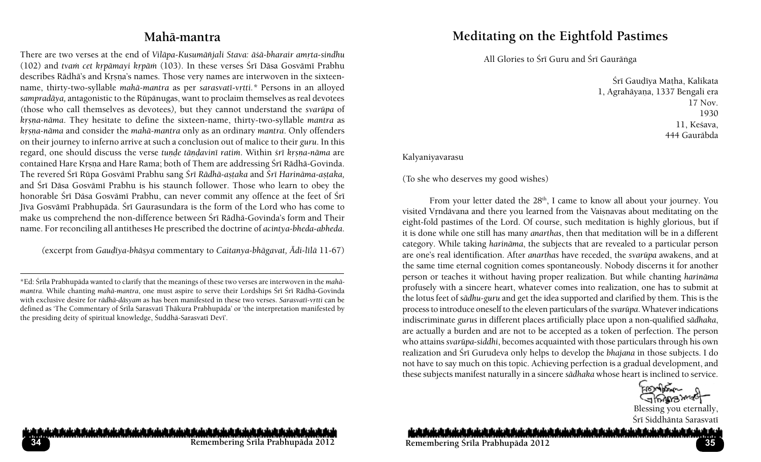## Mahā-mantra

There are two verses at the end of *Vilāpa-Kusumāñjali Stava: āśā-bharair amṛta-sindhu* (102) and *tvaṁ cet kṛpāmayi kṛpāṁ* (103). In these verses Śrī Dāsa Gosvāmī Prabhu describes Rādhā's and Kṛṣṇa's names. Those very names are interwoven in the sixteen-name, thirty-two-syllable *mahā-mantra* as per *sarasvatī-vṛtti*.* Persons in an alloyed *sampradāya,* antagonistic to the Rūpānugas, want to proclaim themselves as real devotees (those who call themselves as devotees), but they cannot understand the *svarūpa* of *kṛṣṇa-nāma*. They hesitate to define the sixteen-name, thirty-two-syllable *mantra* as *kṛṣṇa-nāma* and consider the *mahā-mantra* only as an ordinary *mantra*. Only offenders on their journey to inferno arrive at such a conclusion out of malice to their *guru*. In this regard, one should discuss the verse *tuṇḍe tāṇḍavinī ratiṁ*. Within *śrī kṛṣṇa-nāma* are contained Hare Kṛṣṇa and Hare Rama; both of Them are addressing Śrī Rādhā-Govinda. The revered Śrī Rūpa Gosvāmī Prabhu sang *Śrī Rādhā-aṣṭaka* and *Śrī Harināma-aṣṭaka,* and Śrī Dāsa Gosvāmī Prabhu is his staunch follower. Those who learn to obey the honorable Śrī Dāsa Gosvāmī Prabhu, can never commit any offence at the feet of Śrī Jīva Gosvāmī Prabhupāda. Śrī Gaurasundara is the form of the Lord who has come to make us comprehend the non-difference between Śrī Rādhā-Govinda's form and Their name. For reconciling all antitheses He prescribed the doctrine of *acintya-bheda-abheda*.

(excerpt from *Gauḍīya-bhāṣya* commentary to *Caitanya-bhāgavat, Ādi-līlā* 11-67)

*Ed: Śrīla Prabhupāda wanted to clarify that the meanings of these two verses are interwoven in the *mahā-mantra*. While chanting *mahā-mantra*, one must aspire to serve their Lordships Śrī Śrī Rādhā-Govinda with exclusive desire for *rādhā-dāsyam* as has been manifested in these two verses. *Sarasvatī-vṛtti* can be defined as 'The Commentary of Śrīla Sarasvatī Thākura Prabhupāda' or 'the interpretation manifested by the presiding deity of spiritual knowledge, Śuddhā-Sarasvatī Devī'.

## Meditating on the Eightfold Pastimes

All Glories to Śrī Guru and Śrī Gaurāṅga

Śrī Gauḍīya Maṭha, Kalikata
1, Agrahāyaṇa, 1337 Bengali era
17 Nov.
1930
11, Keśava,
444 Gaurābda

Kalyaniyavarasu

(To she who deserves my good wishes)

From your letter dated the 28th, I came to know all about your journey. You visited Vṛndāvana and there you learned from the Vaiṣṇavas about meditating on the eight-fold pastimes of the Lord. Of course, such meditation is highly glorious, but if it is done while one still has many *anarthas*, then that meditation will be in a different category. While taking *harināma*, the subjects that are revealed to a particular person are one's real identification. After *anarthas* have receded, the *svarūpa* awakens, and at the same time eternal cognition comes spontaneously. Nobody discerns it for another person or teaches it without having proper realization. But while chanting *harināma* profusely with a sincere heart, whatever comes into realization, one has to submit at the lotus feet of *sādhu-guru* and get the idea supported and clarified by them. This is the process to introduce oneself to the eleven particulars of the *svarūpa*. Whatever indications indiscriminate *gurus* in different places artificially place upon a non-qualified *sādhaka*, are actually a burden and are not to be accepted as a token of perfection. The person who attains *svarūpa-siddhi*, becomes acquainted with those particulars through his own realization and Śrī Gurudeva only helps to develop the *bhajana* in those subjects. I do not have to say much on this topic. Achieving perfection is a gradual development, and these subjects manifest naturally in a sincere *sādhaka* whose heart is inclined to service.

Blessing you eternally,
Śrī Siddhānta Sarasvatī